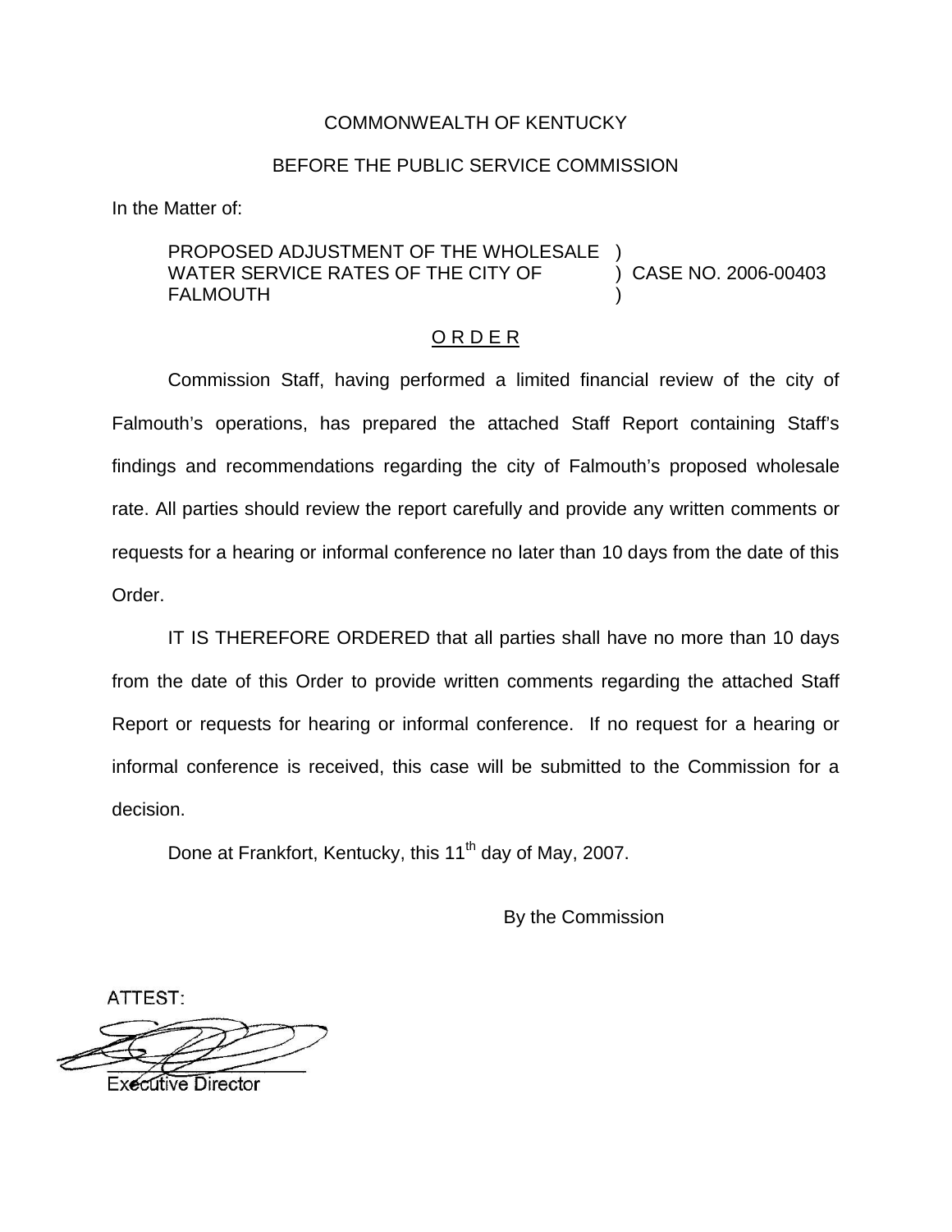COMMONWEALTH OF KENTUCKY

BEFORE THE PUBLIC SERVICE COMMISSION

In the Matter of:

PROPOSED ADJUSTMENT OF THE WHOLESALE WATER SERVICE RATES OF THE CITY OF FALMOUTH ) CASE NO. 2006-00403

O R D E R

Commission Staff, having performed a limited financial review of the city of Falmouth's operations, has prepared the attached Staff Report containing Staff's findings and recommendations regarding the city of Falmouth's proposed wholesale rate. All parties should review the report carefully and provide any written comments or requests for a hearing or informal conference no later than 10 days from the date of this Order.

IT IS THEREFORE ORDERED that all parties shall have no more than 10 days from the date of this Order to provide written comments regarding the attached Staff Report or requests for hearing or informal conference. If no request for a hearing or informal conference is received, this case will be submitted to the Commission for a decision.

Done at Frankfort, Kentucky, this 11th day of May, 2007.

By the Commission

ATTEST:

Executive Director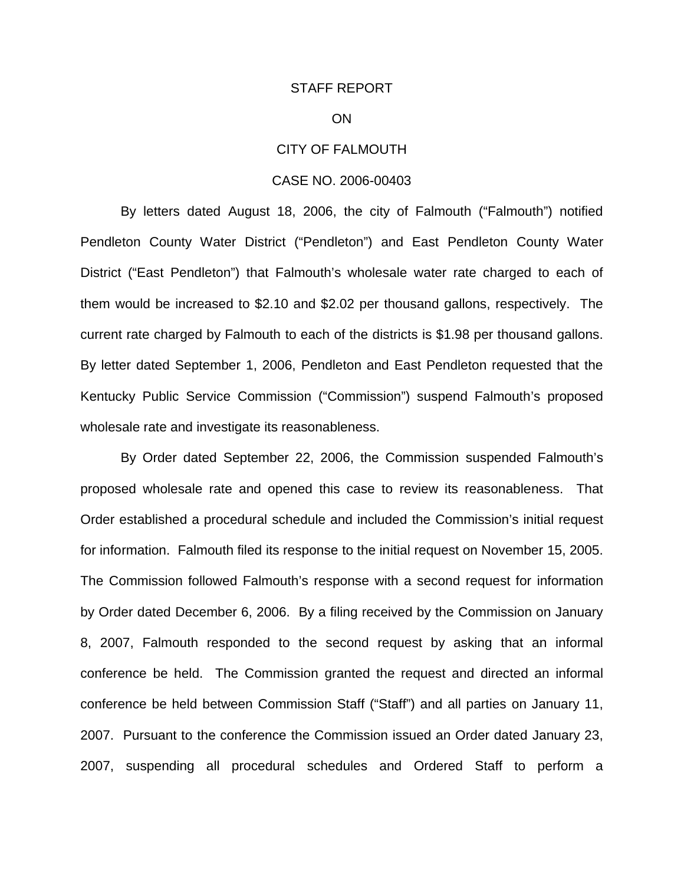STAFF REPORT

ON

CITY OF FALMOUTH

CASE NO. 2006-00403

By letters dated August 18, 2006, the city of Falmouth ("Falmouth") notified Pendleton County Water District ("Pendleton") and East Pendleton County Water District ("East Pendleton") that Falmouth's wholesale water rate charged to each of them would be increased to $2.10 and $2.02 per thousand gallons, respectively. The current rate charged by Falmouth to each of the districts is $1.98 per thousand gallons. By letter dated September 1, 2006, Pendleton and East Pendleton requested that the Kentucky Public Service Commission ("Commission") suspend Falmouth's proposed wholesale rate and investigate its reasonableness.

By Order dated September 22, 2006, the Commission suspended Falmouth's proposed wholesale rate and opened this case to review its reasonableness. That Order established a procedural schedule and included the Commission's initial request for information. Falmouth filed its response to the initial request on November 15, 2005. The Commission followed Falmouth's response with a second request for information by Order dated December 6, 2006. By a filing received by the Commission on January 8, 2007, Falmouth responded to the second request by asking that an informal conference be held. The Commission granted the request and directed an informal conference be held between Commission Staff ("Staff") and all parties on January 11, 2007. Pursuant to the conference the Commission issued an Order dated January 23, 2007, suspending all procedural schedules and Ordered Staff to perform a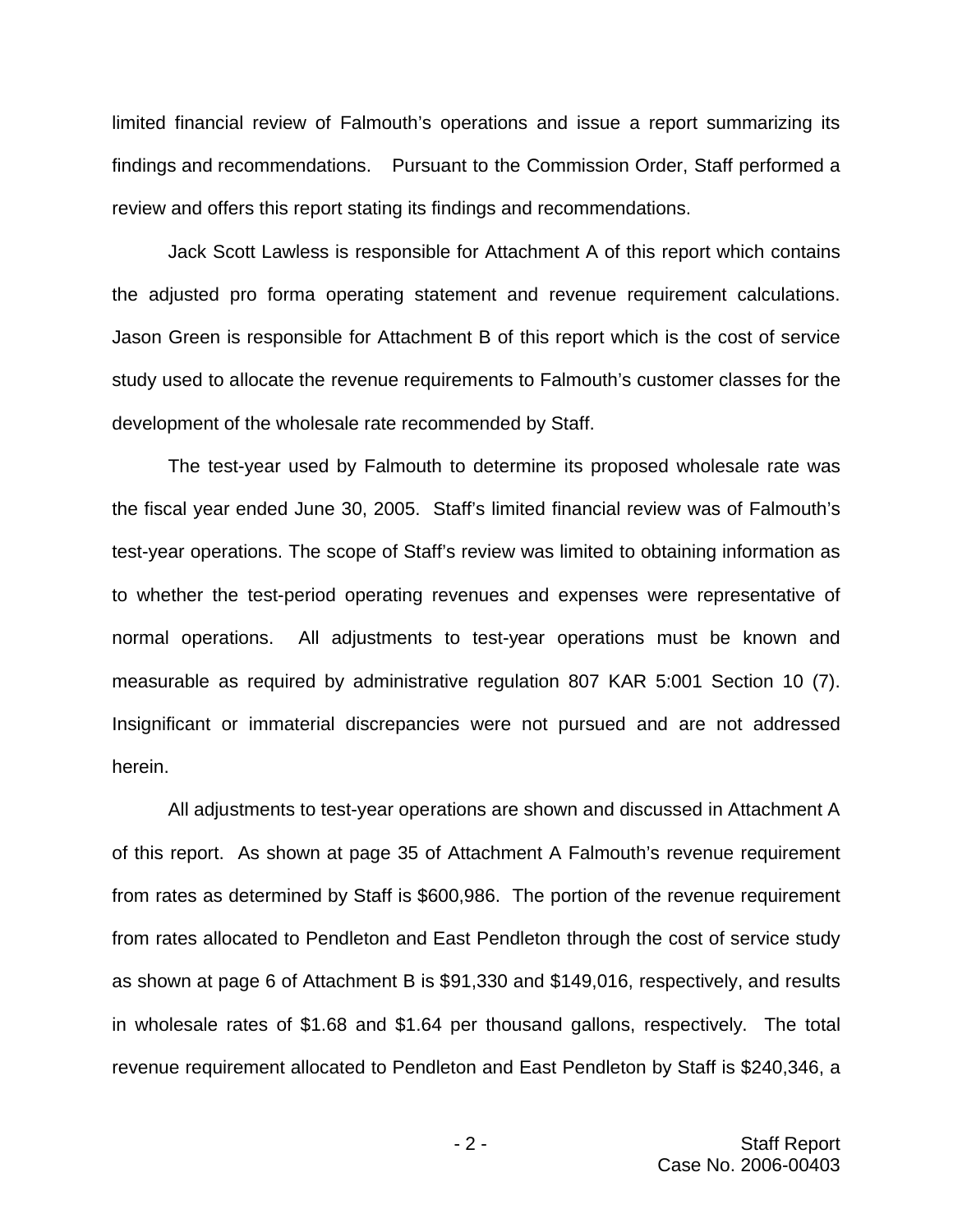limited financial review of Falmouth's operations and issue a report summarizing its findings and recommendations. Pursuant to the Commission Order, Staff performed a review and offers this report stating its findings and recommendations.

Jack Scott Lawless is responsible for Attachment A of this report which contains the adjusted pro forma operating statement and revenue requirement calculations. Jason Green is responsible for Attachment B of this report which is the cost of service study used to allocate the revenue requirements to Falmouth's customer classes for the development of the wholesale rate recommended by Staff.

The test-year used by Falmouth to determine its proposed wholesale rate was the fiscal year ended June 30, 2005. Staff's limited financial review was of Falmouth's test-year operations. The scope of Staff's review was limited to obtaining information as to whether the test-period operating revenues and expenses were representative of normal operations. All adjustments to test-year operations must be known and measurable as required by administrative regulation 807 KAR 5:001 Section 10 (7). Insignificant or immaterial discrepancies were not pursued and are not addressed herein.

All adjustments to test-year operations are shown and discussed in Attachment A of this report. As shown at page 35 of Attachment A Falmouth's revenue requirement from rates as determined by Staff is $600,986. The portion of the revenue requirement from rates allocated to Pendleton and East Pendleton through the cost of service study as shown at page 6 of Attachment B is $91,330 and $149,016, respectively, and results in wholesale rates of $1.68 and $1.64 per thousand gallons, respectively. The total revenue requirement allocated to Pendleton and East Pendleton by Staff is $240,346, a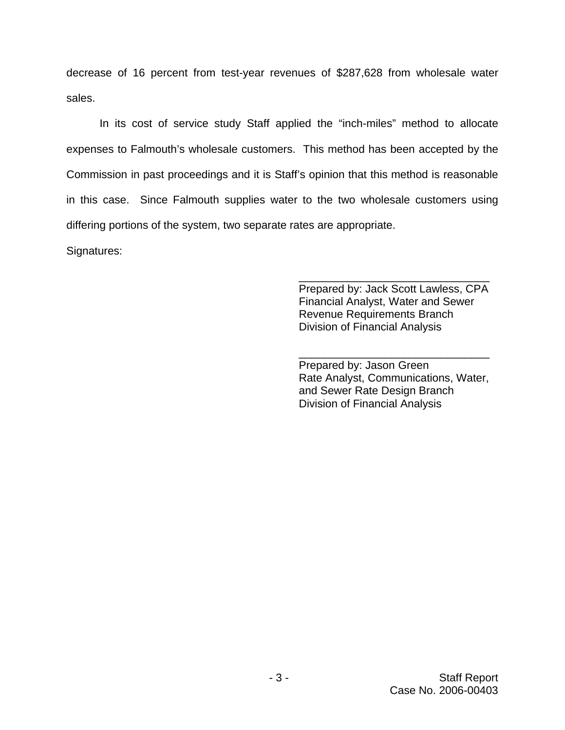decrease of 16 percent from test-year revenues of $287,628 from wholesale water sales.

In its cost of service study Staff applied the "inch-miles" method to allocate expenses to Falmouth's wholesale customers. This method has been accepted by the Commission in past proceedings and it is Staff's opinion that this method is reasonable in this case. Since Falmouth supplies water to the two wholesale customers using differing portions of the system, two separate rates are appropriate.

Signatures:

\_\_\_\_\_\_\_\_\_\_\_\_\_\_\_\_\_\_\_\_\_\_\_\_\_\_\_\_\_\_\_\_
Prepared by: Jack Scott Lawless, CPA
Financial Analyst, Water and Sewer
Revenue Requirements Branch
Division of Financial Analysis

\_\_\_\_\_\_\_\_\_\_\_\_\_\_\_\_\_\_\_\_\_\_\_\_\_\_\_\_\_\_\_\_
Prepared by: Jason Green
Rate Analyst, Communications, Water,
and Sewer Rate Design Branch
Division of Financial Analysis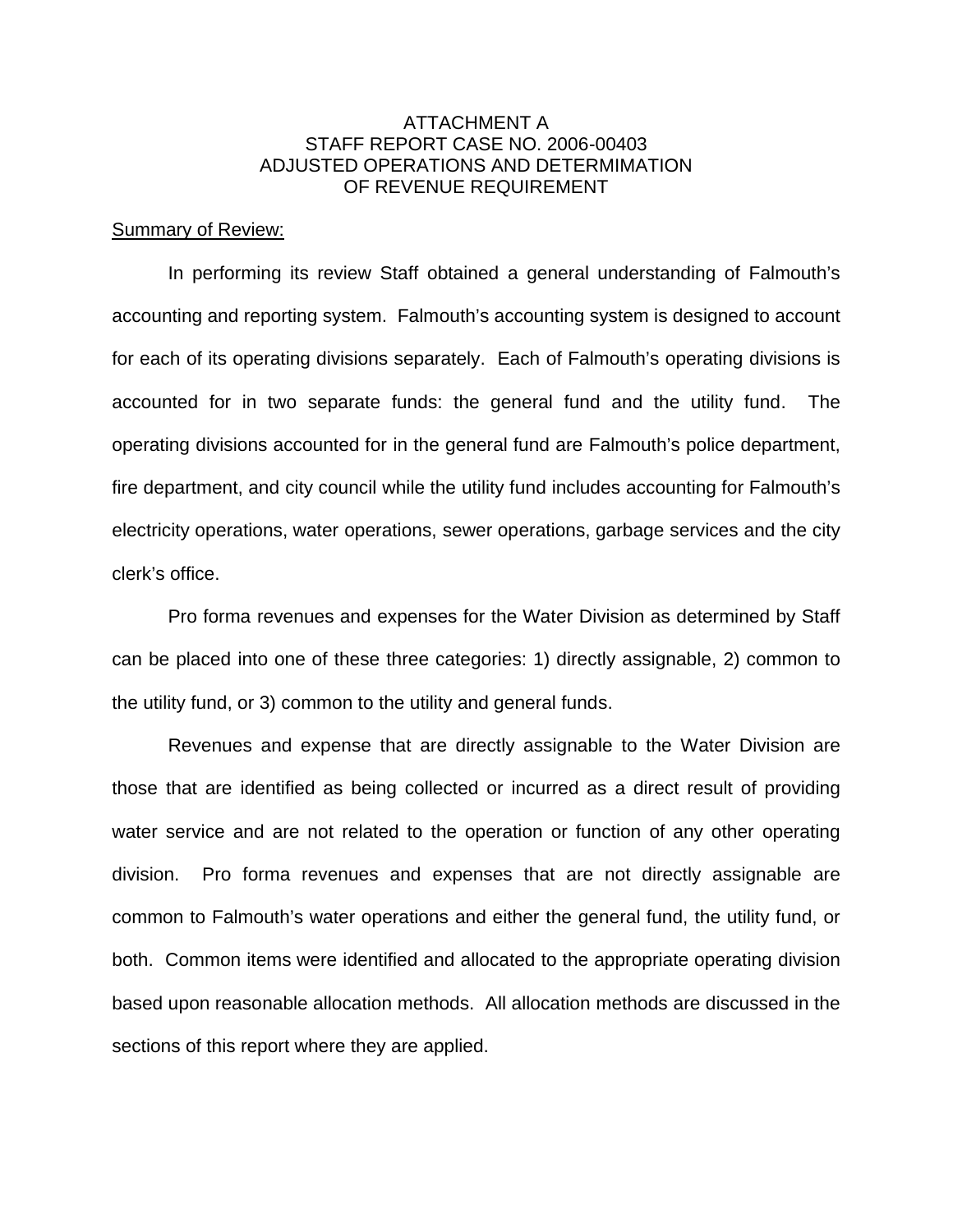# ATTACHMENT A
# STAFF REPORT CASE NO. 2006-00403
# ADJUSTED OPERATIONS AND DETERMIMATION OF REVENUE REQUIREMENT

Summary of Review:

In performing its review Staff obtained a general understanding of Falmouth's accounting and reporting system. Falmouth's accounting system is designed to account for each of its operating divisions separately. Each of Falmouth's operating divisions is accounted for in two separate funds: the general fund and the utility fund. The operating divisions accounted for in the general fund are Falmouth's police department, fire department, and city council while the utility fund includes accounting for Falmouth's electricity operations, water operations, sewer operations, garbage services and the city clerk's office.

Pro forma revenues and expenses for the Water Division as determined by Staff can be placed into one of these three categories: 1) directly assignable, 2) common to the utility fund, or 3) common to the utility and general funds.

Revenues and expense that are directly assignable to the Water Division are those that are identified as being collected or incurred as a direct result of providing water service and are not related to the operation or function of any other operating division. Pro forma revenues and expenses that are not directly assignable are common to Falmouth's water operations and either the general fund, the utility fund, or both. Common items were identified and allocated to the appropriate operating division based upon reasonable allocation methods. All allocation methods are discussed in the sections of this report where they are applied.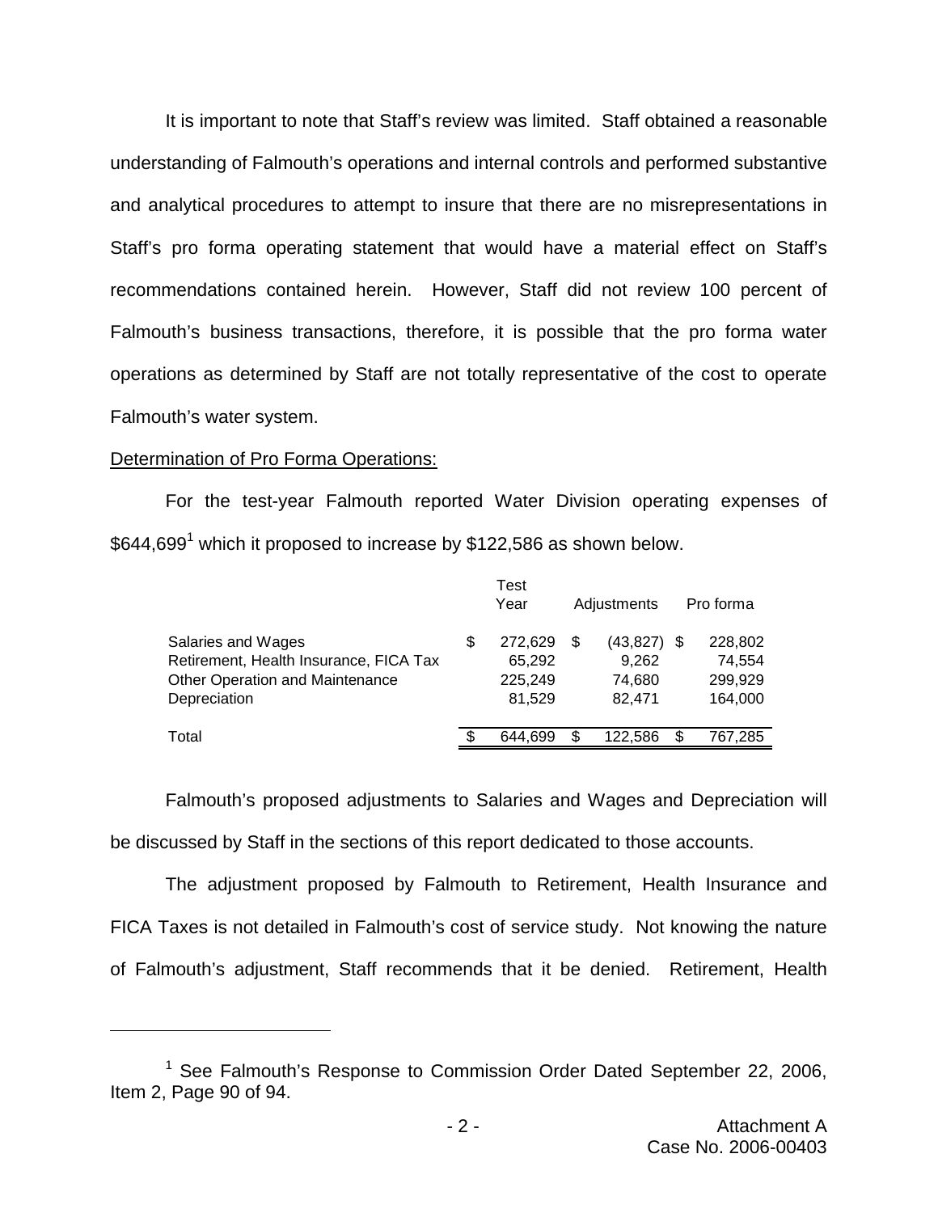It is important to note that Staff's review was limited. Staff obtained a reasonable understanding of Falmouth's operations and internal controls and performed substantive and analytical procedures to attempt to insure that there are no misrepresentations in Staff's pro forma operating statement that would have a material effect on Staff's recommendations contained herein. However, Staff did not review 100 percent of Falmouth's business transactions, therefore, it is possible that the pro forma water operations as determined by Staff are not totally representative of the cost to operate Falmouth's water system.

Determination of Pro Forma Operations:

For the test-year Falmouth reported Water Division operating expenses of $644,699[1] which it proposed to increase by $122,586 as shown below.

| | Test Year | Adjustments | Pro forma |
|---|---|---|---|
| Salaries and Wages | $ 272,629 | $ (43,827) | $ 228,802 |
| Retirement, Health Insurance, FICA Tax | 65,292 | 9,262 | 74,554 |
| Other Operation and Maintenance | 225,249 | 74,680 | 299,929 |
| Depreciation | 81,529 | 82,471 | 164,000 |
| Total | $ 644,699 | $ 122,586 | $ 767,285 |

Falmouth's proposed adjustments to Salaries and Wages and Depreciation will be discussed by Staff in the sections of this report dedicated to those accounts.

The adjustment proposed by Falmouth to Retirement, Health Insurance and FICA Taxes is not detailed in Falmouth's cost of service study. Not knowing the nature of Falmouth's adjustment, Staff recommends that it be denied. Retirement, Health

[1] See Falmouth's Response to Commission Order Dated September 22, 2006, Item 2, Page 90 of 94.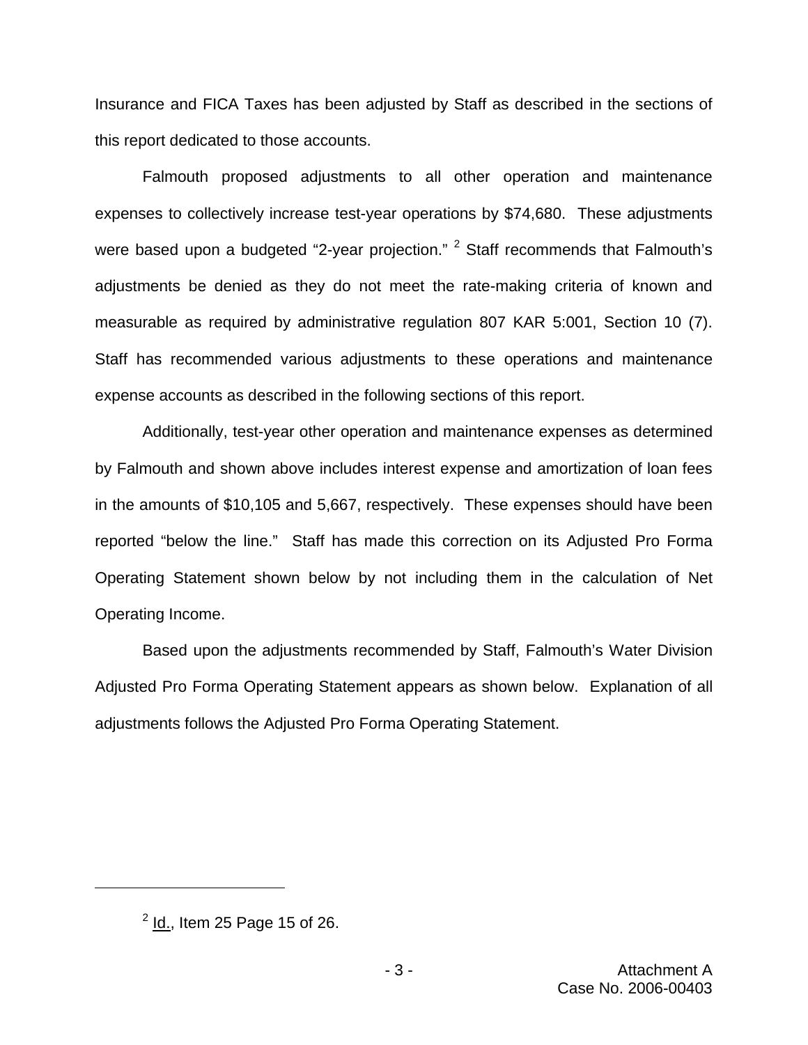Insurance and FICA Taxes has been adjusted by Staff as described in the sections of this report dedicated to those accounts.

Falmouth proposed adjustments to all other operation and maintenance expenses to collectively increase test-year operations by $74,680. These adjustments were based upon a budgeted "2-year projection." [2] Staff recommends that Falmouth's adjustments be denied as they do not meet the rate-making criteria of known and measurable as required by administrative regulation 807 KAR 5:001, Section 10 (7). Staff has recommended various adjustments to these operations and maintenance expense accounts as described in the following sections of this report.

Additionally, test-year other operation and maintenance expenses as determined by Falmouth and shown above includes interest expense and amortization of loan fees in the amounts of $10,105 and 5,667, respectively. These expenses should have been reported "below the line." Staff has made this correction on its Adjusted Pro Forma Operating Statement shown below by not including them in the calculation of Net Operating Income.

Based upon the adjustments recommended by Staff, Falmouth's Water Division Adjusted Pro Forma Operating Statement appears as shown below. Explanation of all adjustments follows the Adjusted Pro Forma Operating Statement.

---

[2] Id., Item 25 Page 15 of 26.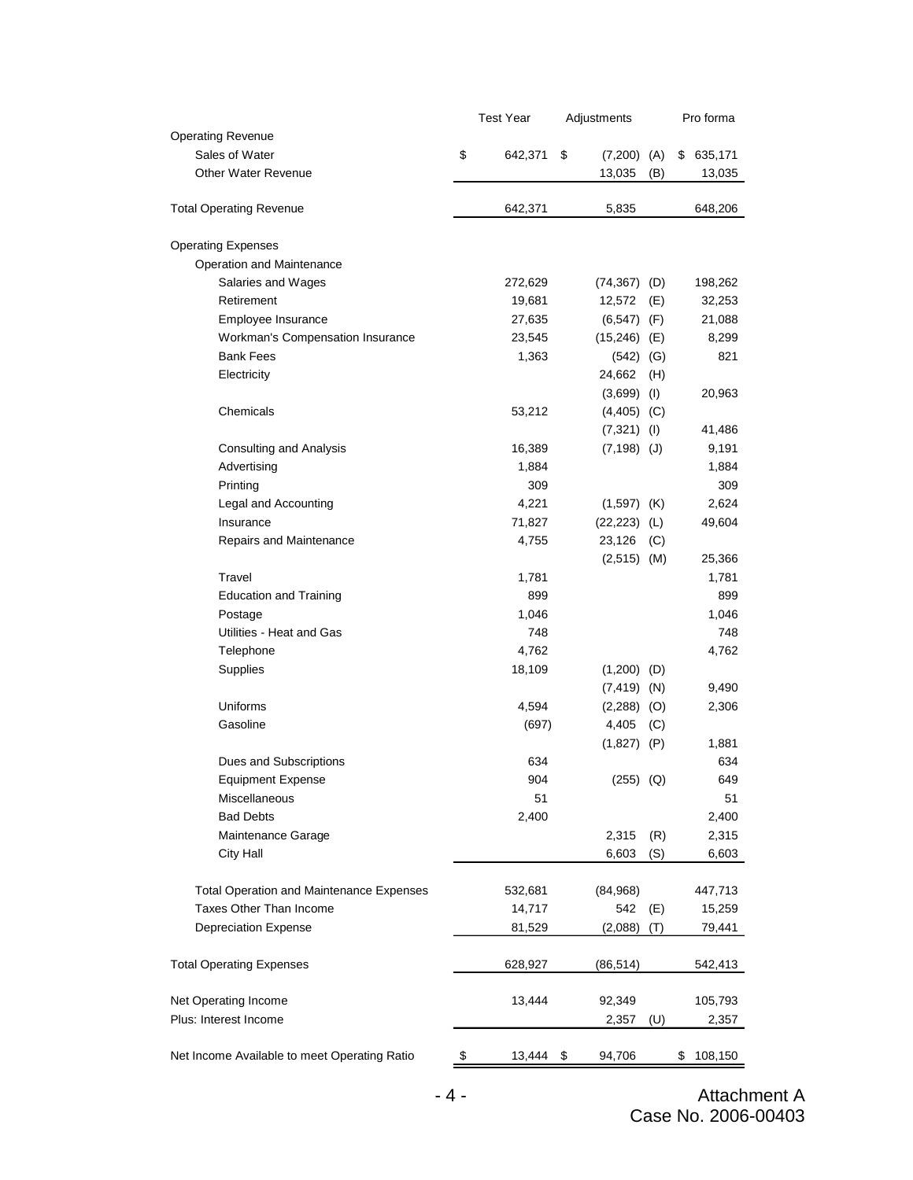| | Test Year | Adjustments | | Pro forma |
|---|---|---|---|---|
| Operating Revenue | | | | |
| Sales of Water | $ 642,371 | $ (7,200) | (A) | $ 635,171 |
| Other Water Revenue | | 13,035 | (B) | 13,035 |
| Total Operating Revenue | 642,371 | 5,835 | | 648,206 |
| Operating Expenses | | | | |
| Operation and Maintenance | | | | |
| Salaries and Wages | 272,629 | (74,367) | (D) | 198,262 |
| Retirement | 19,681 | 12,572 | (E) | 32,253 |
| Employee Insurance | 27,635 | (6,547) | (F) | 21,088 |
| Workman's Compensation Insurance | 23,545 | (15,246) | (E) | 8,299 |
| Bank Fees | 1,363 | (542) | (G) | 821 |
| Electricity | | 24,662 | (H) | |
| | | (3,699) | (I) | 20,963 |
| Chemicals | 53,212 | (4,405) | (C) | |
| | | (7,321) | (I) | 41,486 |
| Consulting and Analysis | 16,389 | (7,198) | (J) | 9,191 |
| Advertising | 1,884 | | | 1,884 |
| Printing | 309 | | | 309 |
| Legal and Accounting | 4,221 | (1,597) | (K) | 2,624 |
| Insurance | 71,827 | (22,223) | (L) | 49,604 |
| Repairs and Maintenance | 4,755 | 23,126 | (C) | |
| | | (2,515) | (M) | 25,366 |
| Travel | 1,781 | | | 1,781 |
| Education and Training | 899 | | | 899 |
| Postage | 1,046 | | | 1,046 |
| Utilities - Heat and Gas | 748 | | | 748 |
| Telephone | 4,762 | | | 4,762 |
| Supplies | 18,109 | (1,200) | (D) | |
| | | (7,419) | (N) | 9,490 |
| Uniforms | 4,594 | (2,288) | (O) | 2,306 |
| Gasoline | (697) | 4,405 | (C) | |
| | | (1,827) | (P) | 1,881 |
| Dues and Subscriptions | 634 | | | 634 |
| Equipment Expense | 904 | (255) | (Q) | 649 |
| Miscellaneous | 51 | | | 51 |
| Bad Debts | 2,400 | | | 2,400 |
| Maintenance Garage | | 2,315 | (R) | 2,315 |
| City Hall | | 6,603 | (S) | 6,603 |
| Total Operation and Maintenance Expenses | 532,681 | (84,968) | | 447,713 |
| Taxes Other Than Income | 14,717 | 542 | (E) | 15,259 |
| Depreciation Expense | 81,529 | (2,088) | (T) | 79,441 |
| Total Operating Expenses | 628,927 | (86,514) | | 542,413 |
| Net Operating Income | 13,444 | 92,349 | | 105,793 |
| Plus: Interest Income | | 2,357 | (U) | 2,357 |
| Net Income Available to meet Operating Ratio | $ 13,444 | $ 94,706 | | $ 108,150 |

Attachment A
Case No. 2006-00403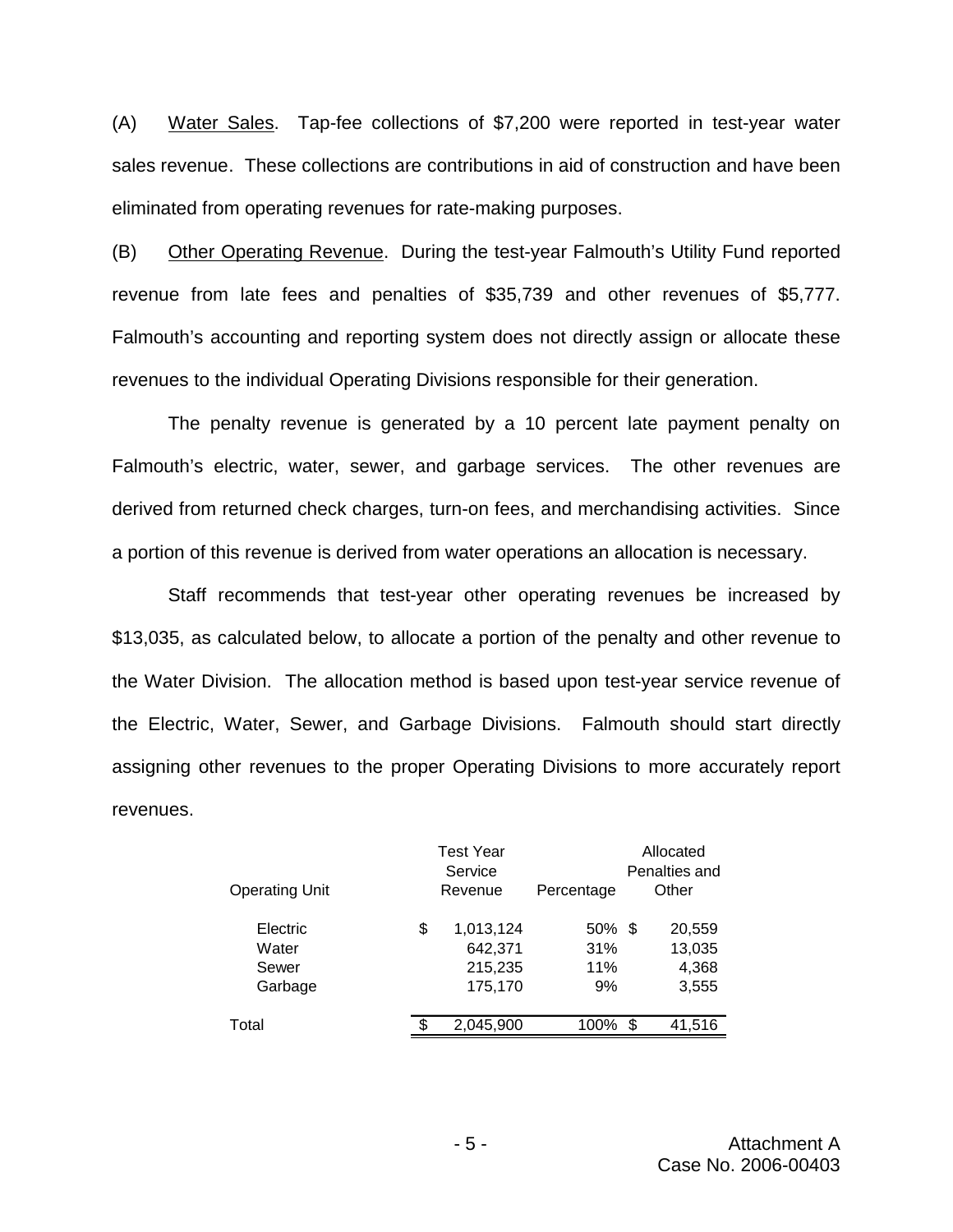(A) Water Sales. Tap-fee collections of $7,200 were reported in test-year water sales revenue. These collections are contributions in aid of construction and have been eliminated from operating revenues for rate-making purposes.

(B) Other Operating Revenue. During the test-year Falmouth's Utility Fund reported revenue from late fees and penalties of $35,739 and other revenues of $5,777. Falmouth's accounting and reporting system does not directly assign or allocate these revenues to the individual Operating Divisions responsible for their generation.

The penalty revenue is generated by a 10 percent late payment penalty on Falmouth's electric, water, sewer, and garbage services. The other revenues are derived from returned check charges, turn-on fees, and merchandising activities. Since a portion of this revenue is derived from water operations an allocation is necessary.

Staff recommends that test-year other operating revenues be increased by $13,035, as calculated below, to allocate a portion of the penalty and other revenue to the Water Division. The allocation method is based upon test-year service revenue of the Electric, Water, Sewer, and Garbage Divisions. Falmouth should start directly assigning other revenues to the proper Operating Divisions to more accurately report revenues.

| Operating Unit | Test Year Service Revenue | Percentage | Allocated Penalties and Other |
|---|---|---|---|
| Electric | $ 1,013,124 | 50% | $ 20,559 |
| Water | 642,371 | 31% | 13,035 |
| Sewer | 215,235 | 11% | 4,368 |
| Garbage | 175,170 | 9% | 3,555 |
| Total | $ 2,045,900 | 100% | $ 41,516 |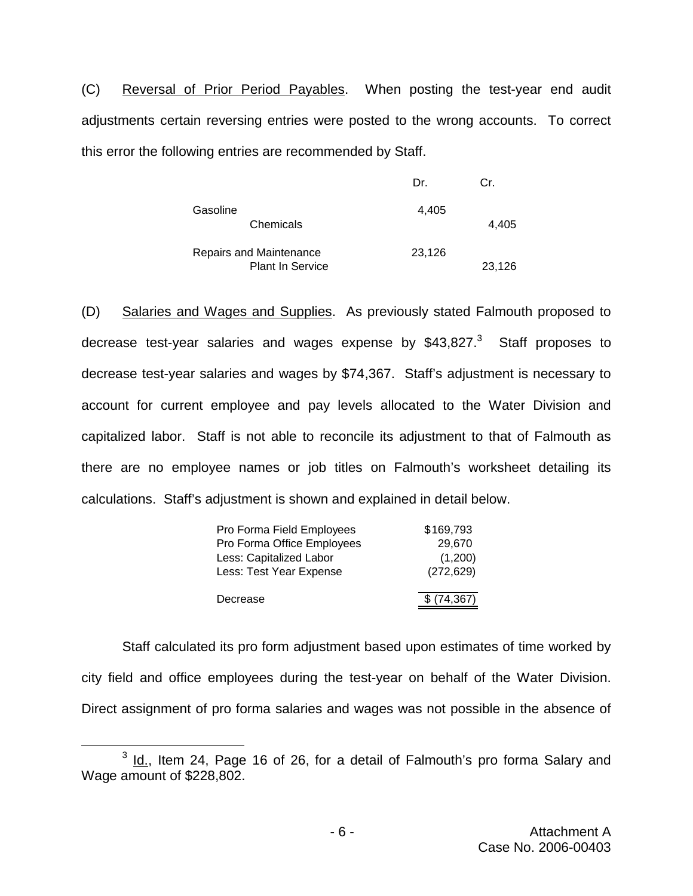(C) Reversal of Prior Period Payables. When posting the test-year end audit adjustments certain reversing entries were posted to the wrong accounts. To correct this error the following entries are recommended by Staff.

| | Dr. | Cr. |
|---|---|---|
| Gasoline | 4,405 | |
| Chemicals | | 4,405 |
| Repairs and Maintenance | 23,126 | |
| Plant In Service | | 23,126 |

(D) Salaries and Wages and Supplies. As previously stated Falmouth proposed to decrease test-year salaries and wages expense by $43,827.[3] Staff proposes to decrease test-year salaries and wages by $74,367. Staff's adjustment is necessary to account for current employee and pay levels allocated to the Water Division and capitalized labor. Staff is not able to reconcile its adjustment to that of Falmouth as there are no employee names or job titles on Falmouth's worksheet detailing its calculations. Staff's adjustment is shown and explained in detail below.

| | |
|---|---|
| Pro Forma Field Employees | $169,793 |
| Pro Forma Office Employees | 29,670 |
| Less: Capitalized Labor | (1,200) |
| Less: Test Year Expense | (272,629) |
| Decrease | $ (74,367) |

Staff calculated its pro form adjustment based upon estimates of time worked by city field and office employees during the test-year on behalf of the Water Division. Direct assignment of pro forma salaries and wages was not possible in the absence of

[3] Id., Item 24, Page 16 of 26, for a detail of Falmouth's pro forma Salary and Wage amount of $228,802.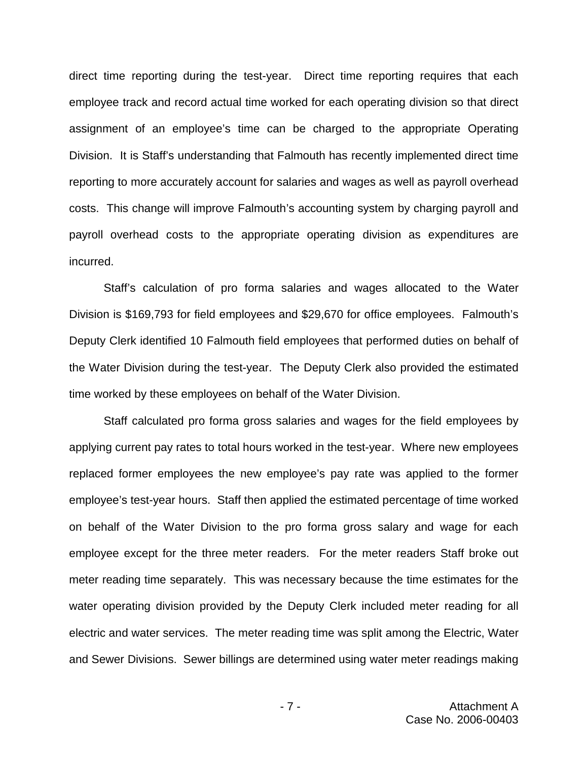direct time reporting during the test-year. Direct time reporting requires that each employee track and record actual time worked for each operating division so that direct assignment of an employee's time can be charged to the appropriate Operating Division. It is Staff's understanding that Falmouth has recently implemented direct time reporting to more accurately account for salaries and wages as well as payroll overhead costs. This change will improve Falmouth's accounting system by charging payroll and payroll overhead costs to the appropriate operating division as expenditures are incurred.

Staff's calculation of pro forma salaries and wages allocated to the Water Division is $169,793 for field employees and $29,670 for office employees. Falmouth's Deputy Clerk identified 10 Falmouth field employees that performed duties on behalf of the Water Division during the test-year. The Deputy Clerk also provided the estimated time worked by these employees on behalf of the Water Division.

Staff calculated pro forma gross salaries and wages for the field employees by applying current pay rates to total hours worked in the test-year. Where new employees replaced former employees the new employee's pay rate was applied to the former employee's test-year hours. Staff then applied the estimated percentage of time worked on behalf of the Water Division to the pro forma gross salary and wage for each employee except for the three meter readers. For the meter readers Staff broke out meter reading time separately. This was necessary because the time estimates for the water operating division provided by the Deputy Clerk included meter reading for all electric and water services. The meter reading time was split among the Electric, Water and Sewer Divisions. Sewer billings are determined using water meter readings making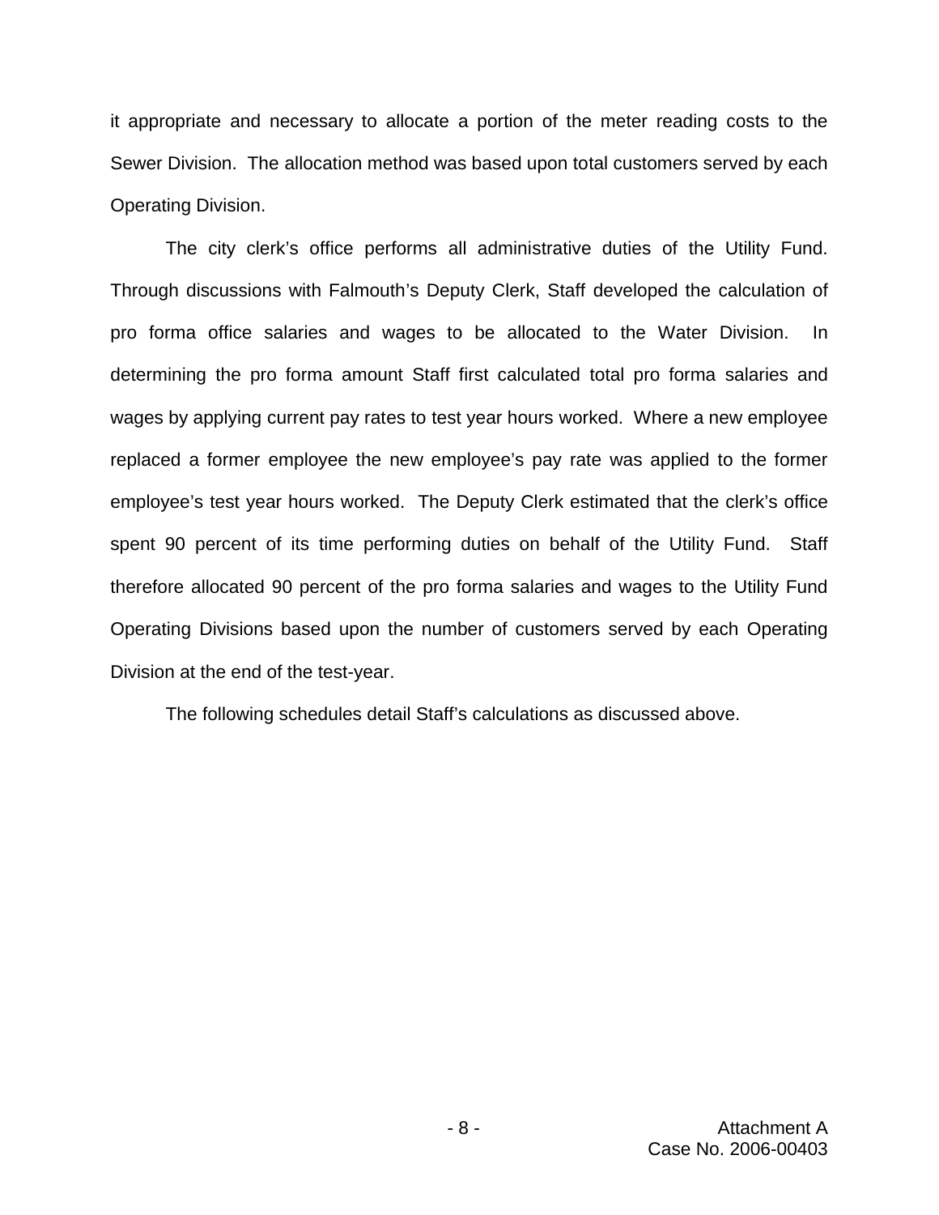it appropriate and necessary to allocate a portion of the meter reading costs to the Sewer Division. The allocation method was based upon total customers served by each Operating Division.

The city clerk's office performs all administrative duties of the Utility Fund. Through discussions with Falmouth's Deputy Clerk, Staff developed the calculation of pro forma office salaries and wages to be allocated to the Water Division. In determining the pro forma amount Staff first calculated total pro forma salaries and wages by applying current pay rates to test year hours worked. Where a new employee replaced a former employee the new employee's pay rate was applied to the former employee's test year hours worked. The Deputy Clerk estimated that the clerk's office spent 90 percent of its time performing duties on behalf of the Utility Fund. Staff therefore allocated 90 percent of the pro forma salaries and wages to the Utility Fund Operating Divisions based upon the number of customers served by each Operating Division at the end of the test-year.

The following schedules detail Staff's calculations as discussed above.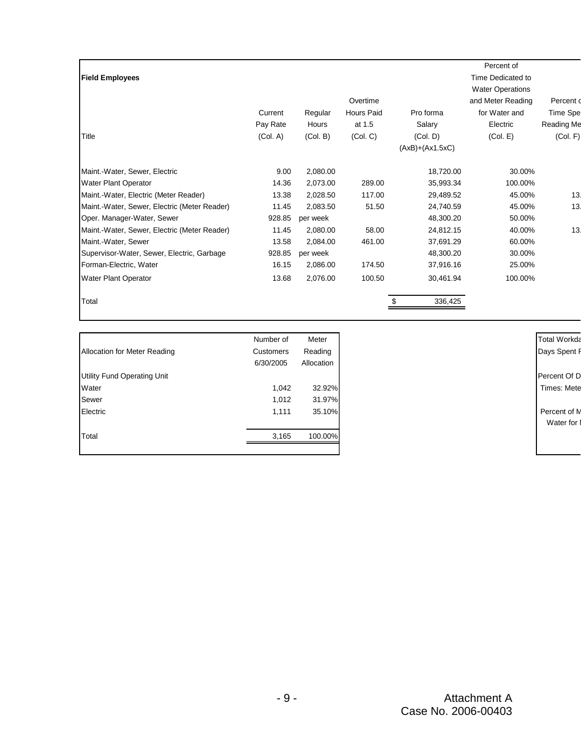| Field Employees | | | | | Percent of Time Dedicated to Water Operations and Meter Reading for Water and Electric | Percent o Time Spe Reading Me |
|---|---|---|---|---|---|---|
| Title | Current Pay Rate (Col. A) | Regular Hours (Col. B) | Overtime Hours Paid at 1.5 (Col. C) | Pro forma Salary (Col. D) (AxB)+(Ax1.5xC) | (Col. E) | (Col. F) |
| Maint.-Water, Sewer, Electric | 9.00 | 2,080.00 | | 18,720.00 | 30.00% | |
| Water Plant Operator | 14.36 | 2,073.00 | 289.00 | 35,993.34 | 100.00% | |
| Maint.-Water, Electric (Meter Reader) | 13.38 | 2,028.50 | 117.00 | 29,489.52 | 45.00% | 13. |
| Maint.-Water, Sewer, Electric (Meter Reader) | 11.45 | 2,083.50 | 51.50 | 24,740.59 | 45.00% | 13. |
| Oper. Manager-Water, Sewer | 928.85 | per week | | 48,300.20 | 50.00% | |
| Maint.-Water, Sewer, Electric (Meter Reader) | 11.45 | 2,080.00 | 58.00 | 24,812.15 | 40.00% | 13. |
| Maint.-Water, Sewer | 13.58 | 2,084.00 | 461.00 | 37,691.29 | 60.00% | |
| Supervisor-Water, Sewer, Electric, Garbage | 928.85 | per week | | 48,300.20 | 30.00% | |
| Forman-Electric, Water | 16.15 | 2,086.00 | 174.50 | 37,916.16 | 25.00% | |
| Water Plant Operator | 13.68 | 2,076.00 | 100.50 | 30,461.94 | 100.00% | |
| Total | | | | $ 336,425 | | |

| Allocation for Meter Reading | Number of Customers 6/30/2005 | Meter Reading Allocation |
|---|---|---|
| Utility Fund Operating Unit | | |
| Water | 1,042 | 32.92% |
| Sewer | 1,012 | 31.97% |
| Electric | 1,111 | 35.10% |
| Total | 3,165 | 100.00% |

Total Workda
Days Spent F

Percent Of D
Times: Mete

Percent of M
Water for I

Attachment A
Case No. 2006-00403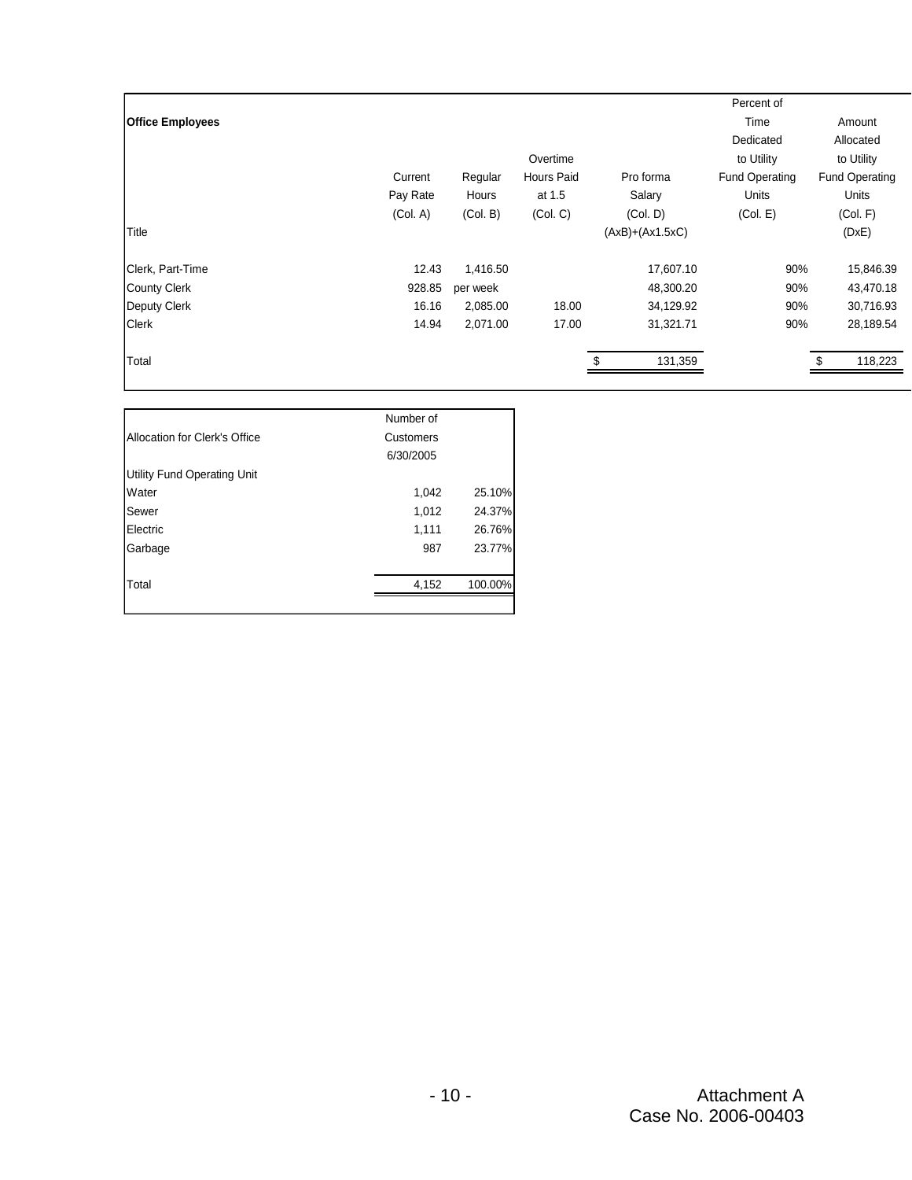| **Office Employees** | | | | | Percent of Time Dedicated to Utility Fund Operating Units | Amount Allocated to Utility Fund Operating Units |
|---|---|---|---|---|---|---|
| | Current Pay Rate | Regular Hours | Overtime Hours Paid at 1.5 | Pro forma Salary | | |
| | (Col. A) | (Col. B) | (Col. C) | (Col. D) | (Col. E) | (Col. F) |
| Title | | | | (AxB)+(Ax1.5xC) | | (DxE) |
| Clerk, Part-Time | 12.43 | 1,416.50 | | 17,607.10 | 90% | 15,846.39 |
| County Clerk | 928.85 | per week | | 48,300.20 | 90% | 43,470.18 |
| Deputy Clerk | 16.16 | 2,085.00 | 18.00 | 34,129.92 | 90% | 30,716.93 |
| Clerk | 14.94 | 2,071.00 | 17.00 | 31,321.71 | 90% | 28,189.54 |
| Total | | | | $ 131,359 | | $ 118,223 |

| Allocation for Clerk's Office | Number of Customers 6/30/2005 | |
|---|---|---|
| Utility Fund Operating Unit | | |
| Water | 1,042 | 25.10% |
| Sewer | 1,012 | 24.37% |
| Electric | 1,111 | 26.76% |
| Garbage | 987 | 23.77% |
| Total | 4,152 | 100.00% |

Attachment A
Case No. 2006-00403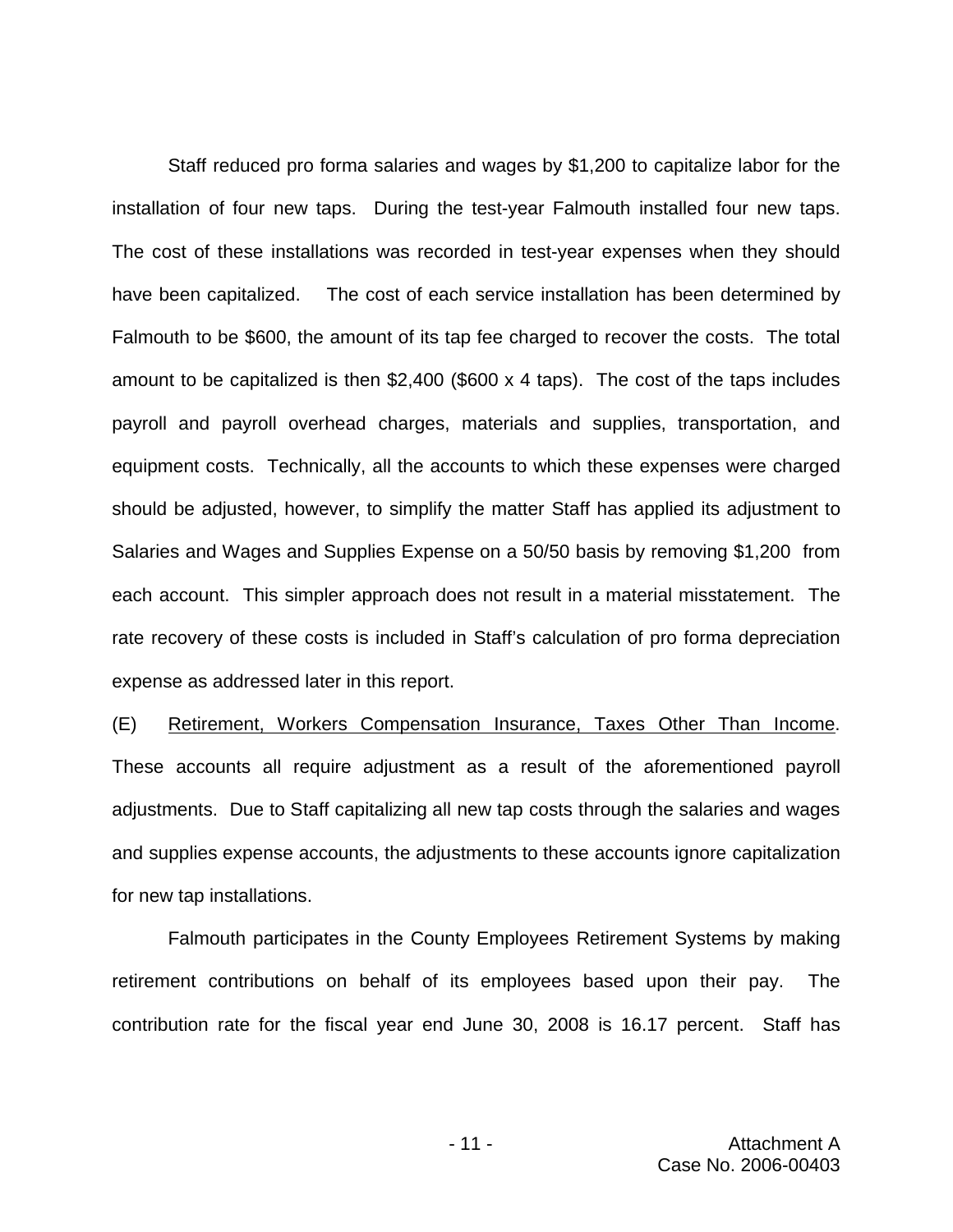Staff reduced pro forma salaries and wages by $1,200 to capitalize labor for the installation of four new taps. During the test-year Falmouth installed four new taps. The cost of these installations was recorded in test-year expenses when they should have been capitalized. The cost of each service installation has been determined by Falmouth to be $600, the amount of its tap fee charged to recover the costs. The total amount to be capitalized is then $2,400 ($600 x 4 taps). The cost of the taps includes payroll and payroll overhead charges, materials and supplies, transportation, and equipment costs. Technically, all the accounts to which these expenses were charged should be adjusted, however, to simplify the matter Staff has applied its adjustment to Salaries and Wages and Supplies Expense on a 50/50 basis by removing $1,200 from each account. This simpler approach does not result in a material misstatement. The rate recovery of these costs is included in Staff's calculation of pro forma depreciation expense as addressed later in this report.

(E) Retirement, Workers Compensation Insurance, Taxes Other Than Income. These accounts all require adjustment as a result of the aforementioned payroll adjustments. Due to Staff capitalizing all new tap costs through the salaries and wages and supplies expense accounts, the adjustments to these accounts ignore capitalization for new tap installations.

Falmouth participates in the County Employees Retirement Systems by making retirement contributions on behalf of its employees based upon their pay. The contribution rate for the fiscal year end June 30, 2008 is 16.17 percent. Staff has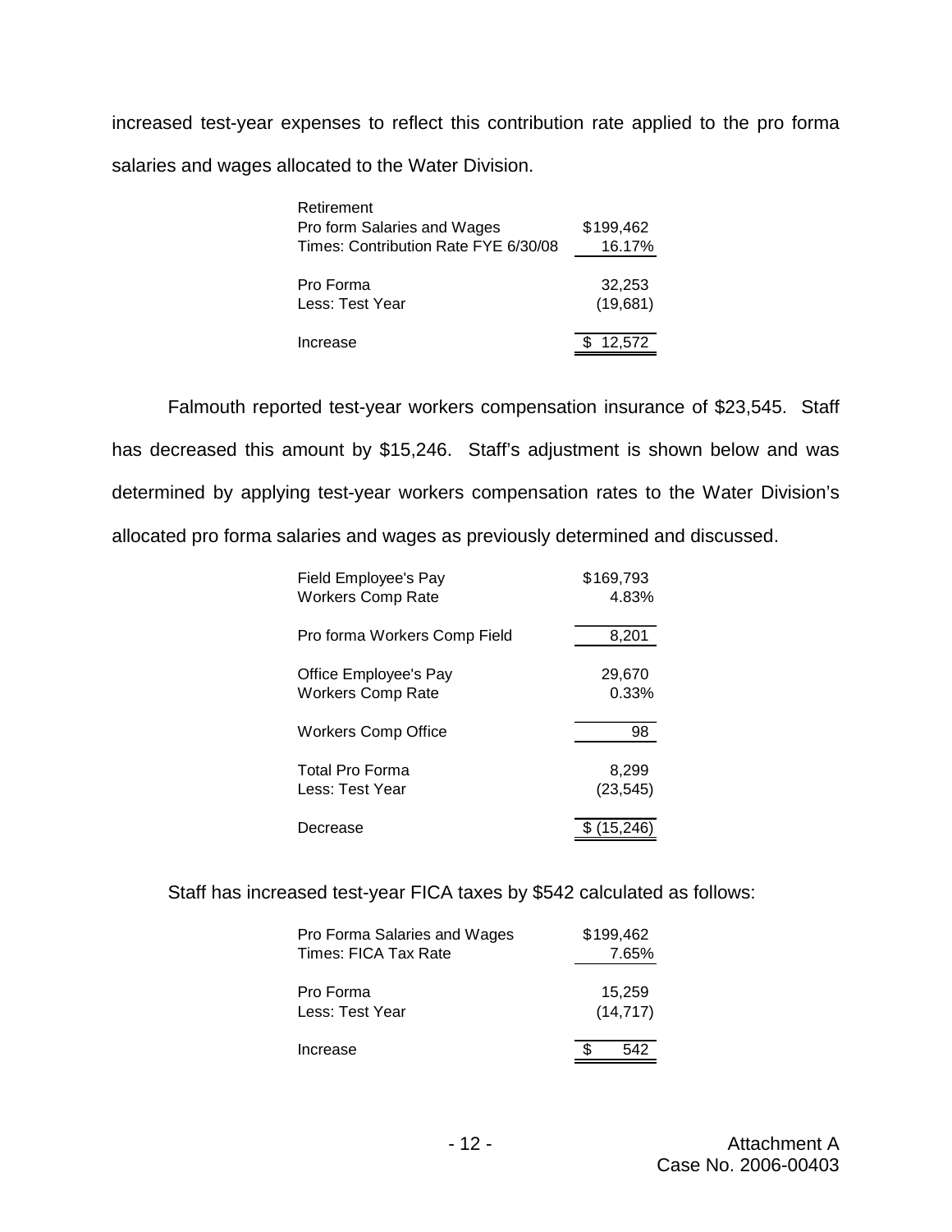increased test-year expenses to reflect this contribution rate applied to the pro forma salaries and wages allocated to the Water Division.

| Retirement | |
|---|---|
| Pro form Salaries and Wages | $199,462 |
| Times: Contribution Rate FYE 6/30/08 | 16.17% |
| Pro Forma | 32,253 |
| Less: Test Year | (19,681) |
| Increase | $ 12,572 |

Falmouth reported test-year workers compensation insurance of $23,545. Staff has decreased this amount by $15,246. Staff's adjustment is shown below and was determined by applying test-year workers compensation rates to the Water Division's allocated pro forma salaries and wages as previously determined and discussed.

| | |
|---|---|
| Field Employee's Pay | $169,793 |
| Workers Comp Rate | 4.83% |
| Pro forma Workers Comp Field | 8,201 |
| Office Employee's Pay | 29,670 |
| Workers Comp Rate | 0.33% |
| Workers Comp Office | 98 |
| Total Pro Forma | 8,299 |
| Less: Test Year | (23,545) |
| Decrease | $ (15,246) |

Staff has increased test-year FICA taxes by $542 calculated as follows:

| | |
|---|---|
| Pro Forma Salaries and Wages | $199,462 |
| Times: FICA Tax Rate | 7.65% |
| Pro Forma | 15,259 |
| Less: Test Year | (14,717) |
| Increase | $ 542 |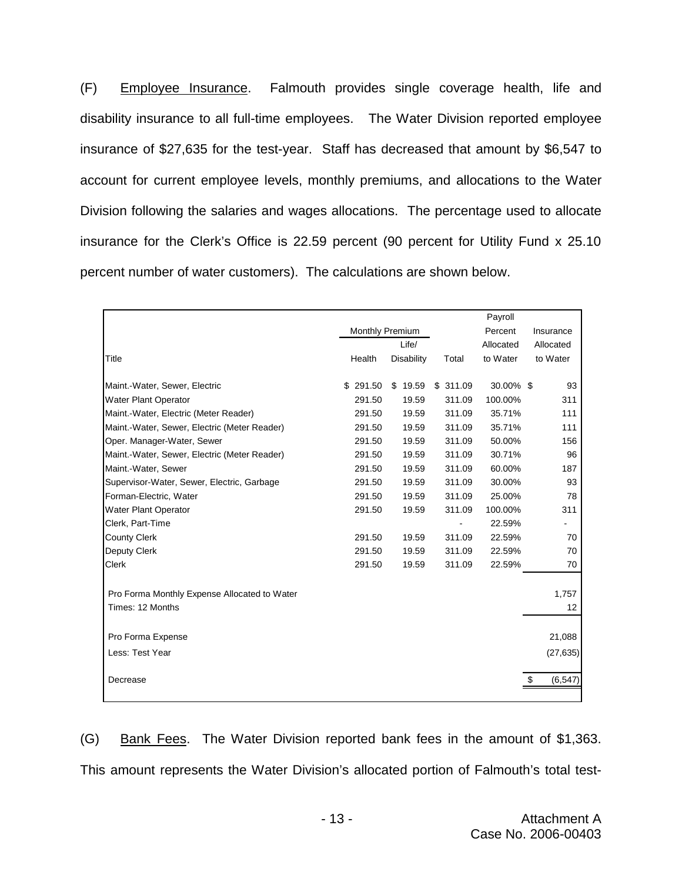(F) Employee Insurance. Falmouth provides single coverage health, life and disability insurance to all full-time employees. The Water Division reported employee insurance of $27,635 for the test-year. Staff has decreased that amount by $6,547 to account for current employee levels, monthly premiums, and allocations to the Water Division following the salaries and wages allocations. The percentage used to allocate insurance for the Clerk's Office is 22.59 percent (90 percent for Utility Fund x 25.10 percent number of water customers). The calculations are shown below.

| Title | Monthly Premium | | | Payroll Percent Allocated to Water | Insurance Allocated to Water |
|---|---|---|---|---|---|
| | Health | Life/ Disability | Total | | |
| Maint.-Water, Sewer, Electric | $ 291.50 | $ 19.59 | $ 311.09 | 30.00% | $ 93 |
| Water Plant Operator | 291.50 | 19.59 | 311.09 | 100.00% | 311 |
| Maint.-Water, Electric (Meter Reader) | 291.50 | 19.59 | 311.09 | 35.71% | 111 |
| Maint.-Water, Sewer, Electric (Meter Reader) | 291.50 | 19.59 | 311.09 | 35.71% | 111 |
| Oper. Manager-Water, Sewer | 291.50 | 19.59 | 311.09 | 50.00% | 156 |
| Maint.-Water, Sewer, Electric (Meter Reader) | 291.50 | 19.59 | 311.09 | 30.71% | 96 |
| Maint.-Water, Sewer | 291.50 | 19.59 | 311.09 | 60.00% | 187 |
| Supervisor-Water, Sewer, Electric, Garbage | 291.50 | 19.59 | 311.09 | 30.00% | 93 |
| Forman-Electric, Water | 291.50 | 19.59 | 311.09 | 25.00% | 78 |
| Water Plant Operator | 291.50 | 19.59 | 311.09 | 100.00% | 311 |
| Clerk, Part-Time | | | - | 22.59% | - |
| County Clerk | 291.50 | 19.59 | 311.09 | 22.59% | 70 |
| Deputy Clerk | 291.50 | 19.59 | 311.09 | 22.59% | 70 |
| Clerk | 291.50 | 19.59 | 311.09 | 22.59% | 70 |
| Pro Forma Monthly Expense Allocated to Water | | | | | 1,757 |
| Times: 12 Months | | | | | 12 |
| Pro Forma Expense | | | | | 21,088 |
| Less: Test Year | | | | | (27,635) |
| Decrease | | | | | $ (6,547) |

(G) Bank Fees. The Water Division reported bank fees in the amount of $1,363. This amount represents the Water Division's allocated portion of Falmouth's total test-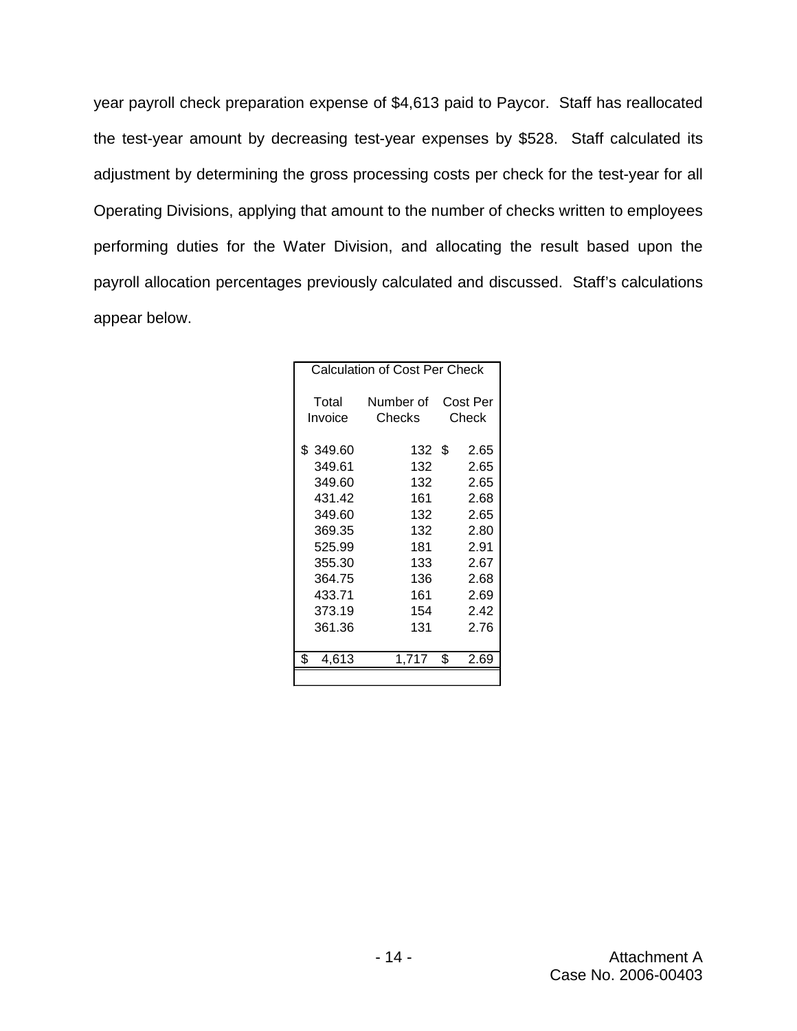year payroll check preparation expense of $4,613 paid to Paycor. Staff has reallocated the test-year amount by decreasing test-year expenses by $528. Staff calculated its adjustment by determining the gross processing costs per check for the test-year for all Operating Divisions, applying that amount to the number of checks written to employees performing duties for the Water Division, and allocating the result based upon the payroll allocation percentages previously calculated and discussed. Staff's calculations appear below.

| Calculation of Cost Per Check | | |
|---|---|---|
| Total Invoice | Number of Checks | Cost Per Check |
| $ 349.60 | 132 | $ 2.65 |
| 349.61 | 132 | 2.65 |
| 349.60 | 132 | 2.65 |
| 431.42 | 161 | 2.68 |
| 349.60 | 132 | 2.65 |
| 369.35 | 132 | 2.80 |
| 525.99 | 181 | 2.91 |
| 355.30 | 133 | 2.67 |
| 364.75 | 136 | 2.68 |
| 433.71 | 161 | 2.69 |
| 373.19 | 154 | 2.42 |
| 361.36 | 131 | 2.76 |
| $ 4,613 | 1,717 | $ 2.69 |

Attachment A
Case No. 2006-00403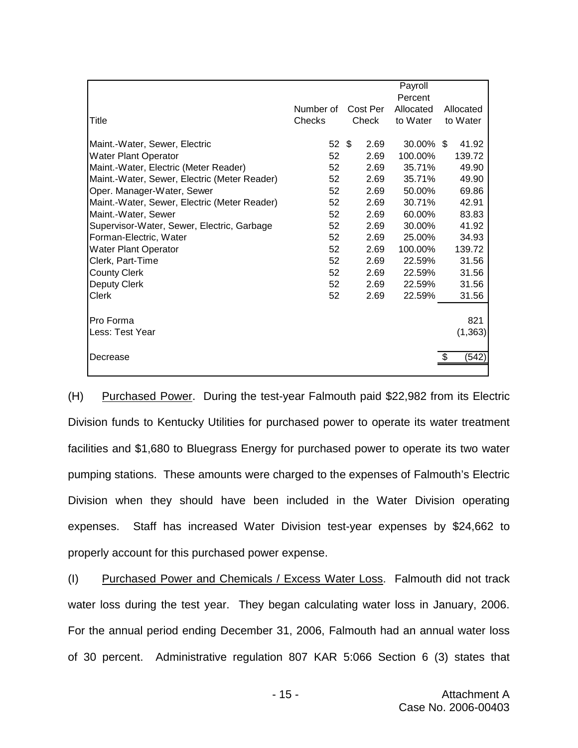| Title | Number of Checks | Cost Per Check | Payroll Percent Allocated to Water | Allocated to Water |
|---|---|---|---|---|
| Maint.-Water, Sewer, Electric | 52 | $ 2.69 | 30.00% | $ 41.92 |
| Water Plant Operator | 52 | 2.69 | 100.00% | 139.72 |
| Maint.-Water, Electric (Meter Reader) | 52 | 2.69 | 35.71% | 49.90 |
| Maint.-Water, Sewer, Electric (Meter Reader) | 52 | 2.69 | 35.71% | 49.90 |
| Oper. Manager-Water, Sewer | 52 | 2.69 | 50.00% | 69.86 |
| Maint.-Water, Sewer, Electric (Meter Reader) | 52 | 2.69 | 30.71% | 42.91 |
| Maint.-Water, Sewer | 52 | 2.69 | 60.00% | 83.83 |
| Supervisor-Water, Sewer, Electric, Garbage | 52 | 2.69 | 30.00% | 41.92 |
| Forman-Electric, Water | 52 | 2.69 | 25.00% | 34.93 |
| Water Plant Operator | 52 | 2.69 | 100.00% | 139.72 |
| Clerk, Part-Time | 52 | 2.69 | 22.59% | 31.56 |
| County Clerk | 52 | 2.69 | 22.59% | 31.56 |
| Deputy Clerk | 52 | 2.69 | 22.59% | 31.56 |
| Clerk | 52 | 2.69 | 22.59% | 31.56 |
| Pro Forma | | | | 821 |
| Less: Test Year | | | | (1,363) |
| Decrease | | | | $ (542) |

(H) Purchased Power. During the test-year Falmouth paid $22,982 from its Electric Division funds to Kentucky Utilities for purchased power to operate its water treatment facilities and $1,680 to Bluegrass Energy for purchased power to operate its two water pumping stations. These amounts were charged to the expenses of Falmouth's Electric Division when they should have been included in the Water Division operating expenses. Staff has increased Water Division test-year expenses by $24,662 to properly account for this purchased power expense.

(I) Purchased Power and Chemicals / Excess Water Loss. Falmouth did not track water loss during the test year. They began calculating water loss in January, 2006. For the annual period ending December 31, 2006, Falmouth had an annual water loss of 30 percent. Administrative regulation 807 KAR 5:066 Section 6 (3) states that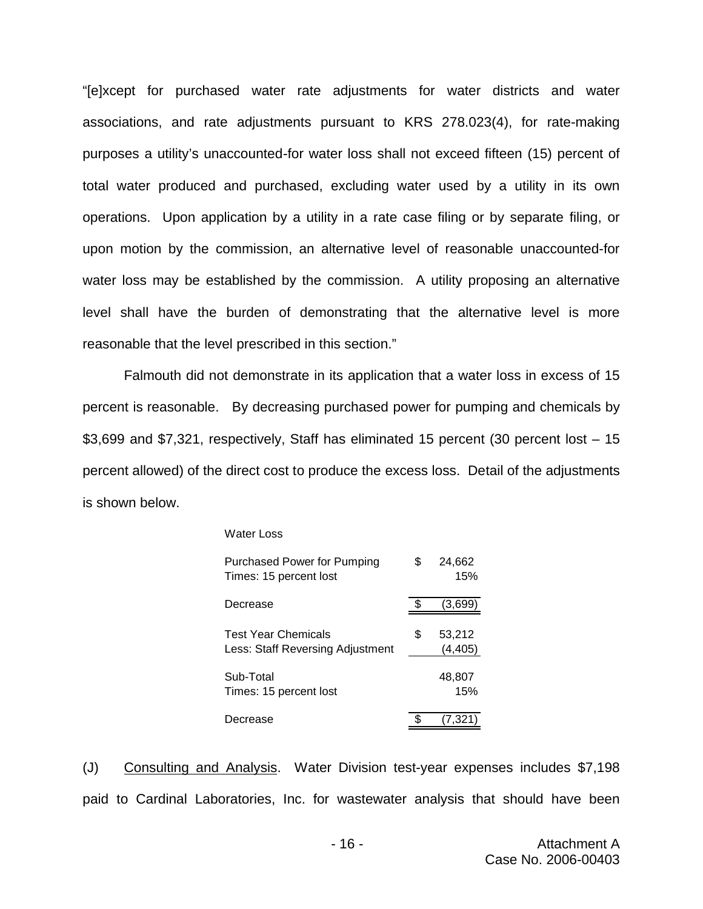"[e]xcept for purchased water rate adjustments for water districts and water associations, and rate adjustments pursuant to KRS 278.023(4), for rate-making purposes a utility's unaccounted-for water loss shall not exceed fifteen (15) percent of total water produced and purchased, excluding water used by a utility in its own operations. Upon application by a utility in a rate case filing or by separate filing, or upon motion by the commission, an alternative level of reasonable unaccounted-for water loss may be established by the commission. A utility proposing an alternative level shall have the burden of demonstrating that the alternative level is more reasonable that the level prescribed in this section."

Falmouth did not demonstrate in its application that a water loss in excess of 15 percent is reasonable. By decreasing purchased power for pumping and chemicals by $3,699 and $7,321, respectively, Staff has eliminated 15 percent (30 percent lost – 15 percent allowed) of the direct cost to produce the excess loss. Detail of the adjustments is shown below.

| Water Loss | |
|---|---|
| Purchased Power for Pumping | $ 24,662 |
| Times: 15 percent lost | 15% |
| Decrease | $ (3,699) |
| Test Year Chemicals | $ 53,212 |
| Less: Staff Reversing Adjustment | (4,405) |
| Sub-Total | 48,807 |
| Times: 15 percent lost | 15% |
| Decrease | $ (7,321) |

(J) Consulting and Analysis. Water Division test-year expenses includes $7,198 paid to Cardinal Laboratories, Inc. for wastewater analysis that should have been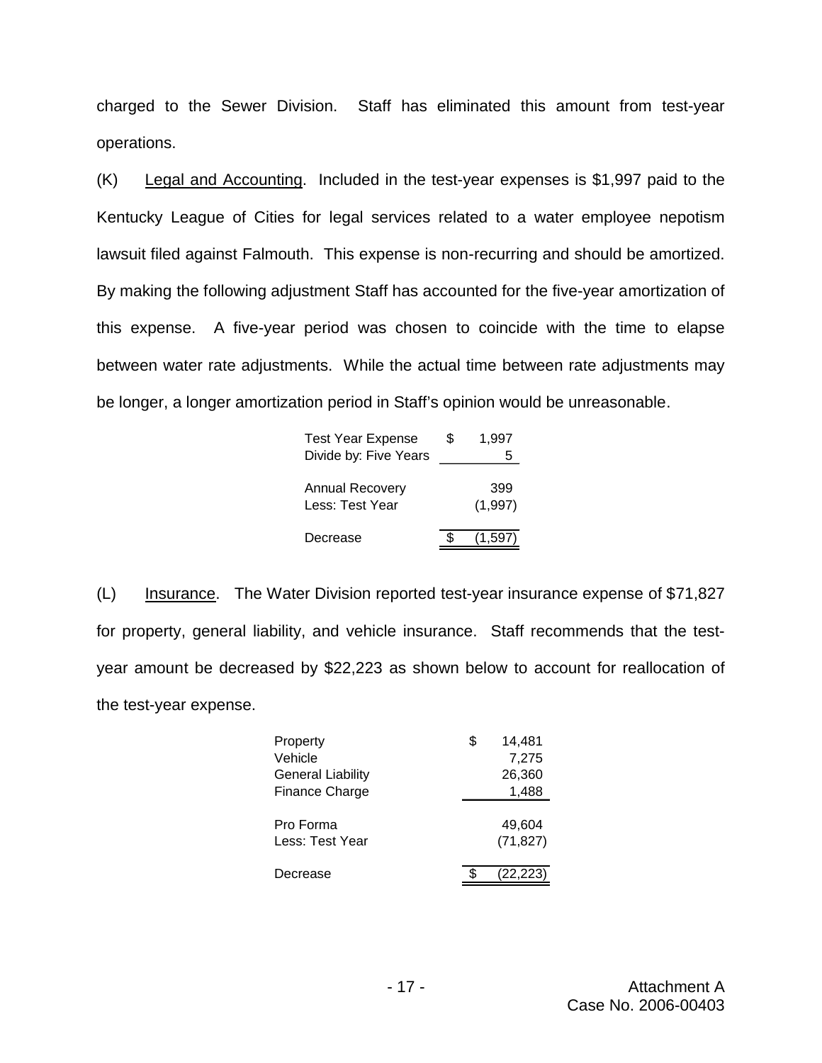charged to the Sewer Division. Staff has eliminated this amount from test-year operations.

(K) Legal and Accounting. Included in the test-year expenses is $1,997 paid to the Kentucky League of Cities for legal services related to a water employee nepotism lawsuit filed against Falmouth. This expense is non-recurring and should be amortized. By making the following adjustment Staff has accounted for the five-year amortization of this expense. A five-year period was chosen to coincide with the time to elapse between water rate adjustments. While the actual time between rate adjustments may be longer, a longer amortization period in Staff's opinion would be unreasonable.

| | |
|---|---|
| Test Year Expense | $ 1,997 |
| Divide by: Five Years | 5 |
| Annual Recovery | 399 |
| Less: Test Year | (1,997) |
| Decrease | $ (1,597) |

(L) Insurance. The Water Division reported test-year insurance expense of $71,827 for property, general liability, and vehicle insurance. Staff recommends that the test-year amount be decreased by $22,223 as shown below to account for reallocation of the test-year expense.

| | |
|---|---|
| Property | $ 14,481 |
| Vehicle | 7,275 |
| General Liability | 26,360 |
| Finance Charge | 1,488 |
| Pro Forma | 49,604 |
| Less: Test Year | (71,827) |
| Decrease | $ (22,223) |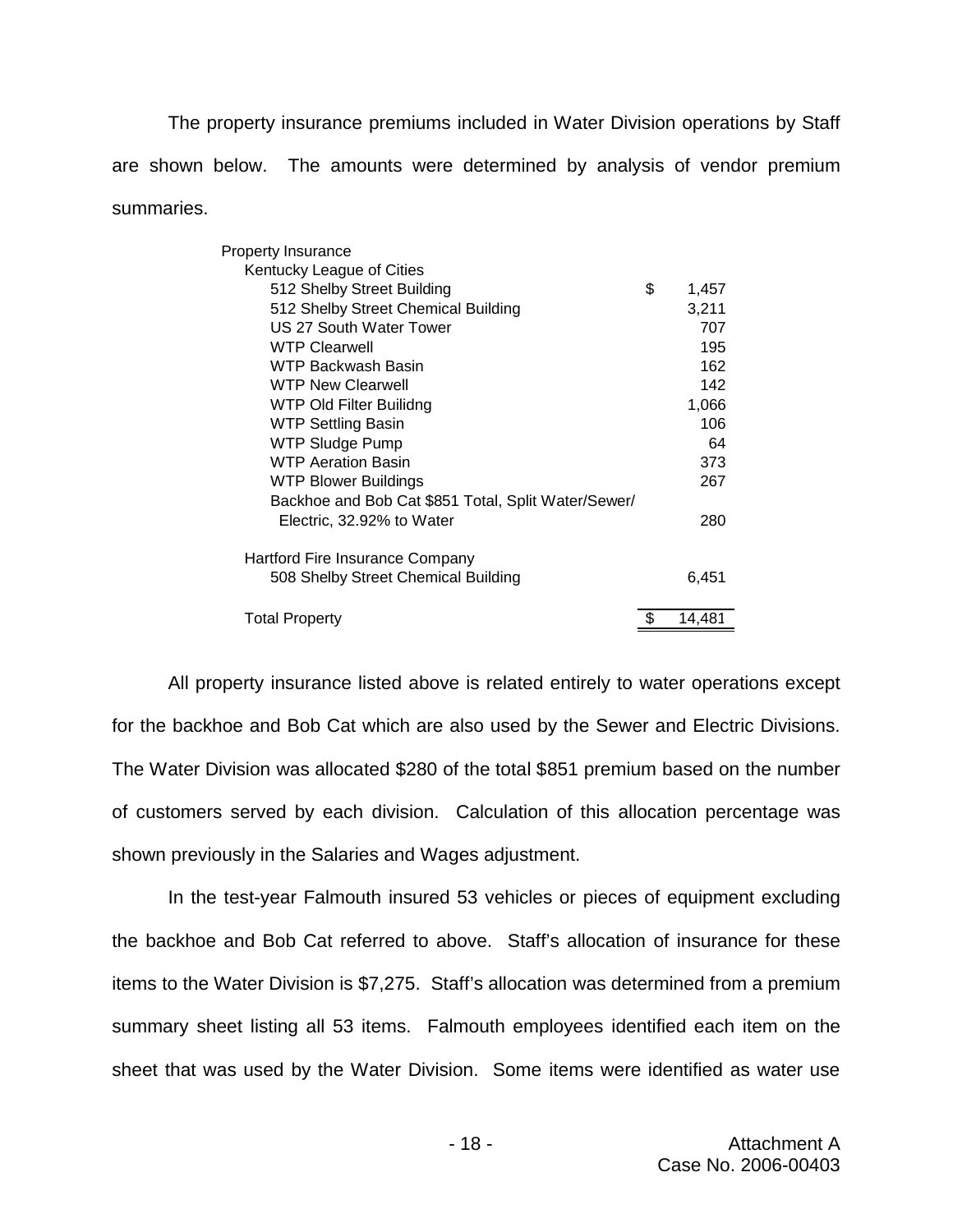The property insurance premiums included in Water Division operations by Staff are shown below. The amounts were determined by analysis of vendor premium summaries.

| Property Insurance | |
|---|---|
| Kentucky League of Cities | |
| 512 Shelby Street Building | $ 1,457 |
| 512 Shelby Street Chemical Building | 3,211 |
| US 27 South Water Tower | 707 |
| WTP Clearwell | 195 |
| WTP Backwash Basin | 162 |
| WTP New Clearwell | 142 |
| WTP Old Filter Builidng | 1,066 |
| WTP Settling Basin | 106 |
| WTP Sludge Pump | 64 |
| WTP Aeration Basin | 373 |
| WTP Blower Buildings | 267 |
| Backhoe and Bob Cat $851 Total, Split Water/Sewer/ Electric, 32.92% to Water | 280 |
| Hartford Fire Insurance Company | |
| 508 Shelby Street Chemical Building | 6,451 |
| Total Property | $ 14,481 |

All property insurance listed above is related entirely to water operations except for the backhoe and Bob Cat which are also used by the Sewer and Electric Divisions. The Water Division was allocated $280 of the total $851 premium based on the number of customers served by each division. Calculation of this allocation percentage was shown previously in the Salaries and Wages adjustment.

In the test-year Falmouth insured 53 vehicles or pieces of equipment excluding the backhoe and Bob Cat referred to above. Staff's allocation of insurance for these items to the Water Division is $7,275. Staff's allocation was determined from a premium summary sheet listing all 53 items. Falmouth employees identified each item on the sheet that was used by the Water Division. Some items were identified as water use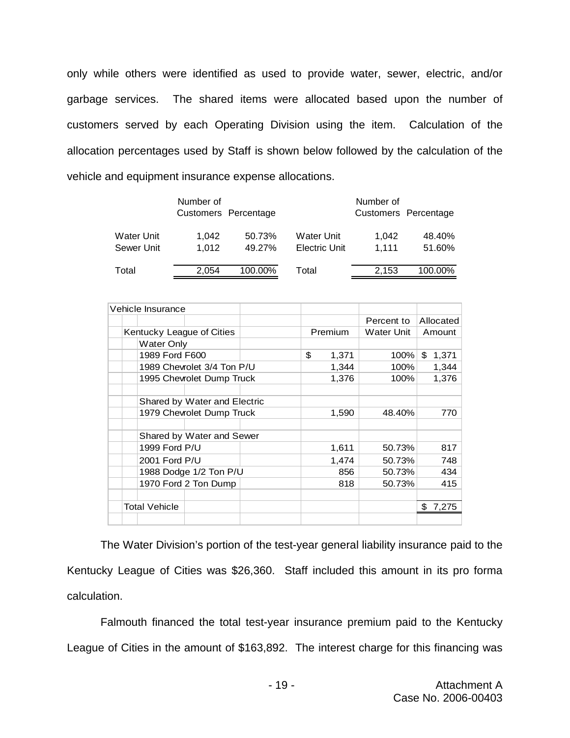only while others were identified as used to provide water, sewer, electric, and/or garbage services. The shared items were allocated based upon the number of customers served by each Operating Division using the item. Calculation of the allocation percentages used by Staff is shown below followed by the calculation of the vehicle and equipment insurance expense allocations.

| | Number of Customers | Percentage |
|---|---|---|
| Water Unit | 1,042 | 50.73% |
| Sewer Unit | 1,012 | 49.27% |
| Total | 2,054 | 100.00% |

| | Number of Customers | Percentage |
|---|---|---|
| Water Unit | 1,042 | 48.40% |
| Electric Unit | 1,111 | 51.60% |
| Total | 2,153 | 100.00% |

| Vehicle Insurance | | | |
|---|---|---|---|
| | | Percent to | Allocated |
| Kentucky League of Cities | Premium | Water Unit | Amount |
| Water Only | | | |
| 1989 Ford F600 | $ 1,371 | 100% | $ 1,371 |
| 1989 Chevrolet 3/4 Ton P/U | 1,344 | 100% | 1,344 |
| 1995 Chevrolet Dump Truck | 1,376 | 100% | 1,376 |
| Shared by Water and Electric | | | |
| 1979 Chevrolet Dump Truck | 1,590 | 48.40% | 770 |
| Shared by Water and Sewer | | | |
| 1999 Ford P/U | 1,611 | 50.73% | 817 |
| 2001 Ford P/U | 1,474 | 50.73% | 748 |
| 1988 Dodge 1/2 Ton P/U | 856 | 50.73% | 434 |
| 1970 Ford 2 Ton Dump | 818 | 50.73% | 415 |
| Total Vehicle | | | $ 7,275 |

The Water Division's portion of the test-year general liability insurance paid to the Kentucky League of Cities was $26,360. Staff included this amount in its pro forma calculation.

Falmouth financed the total test-year insurance premium paid to the Kentucky League of Cities in the amount of $163,892. The interest charge for this financing was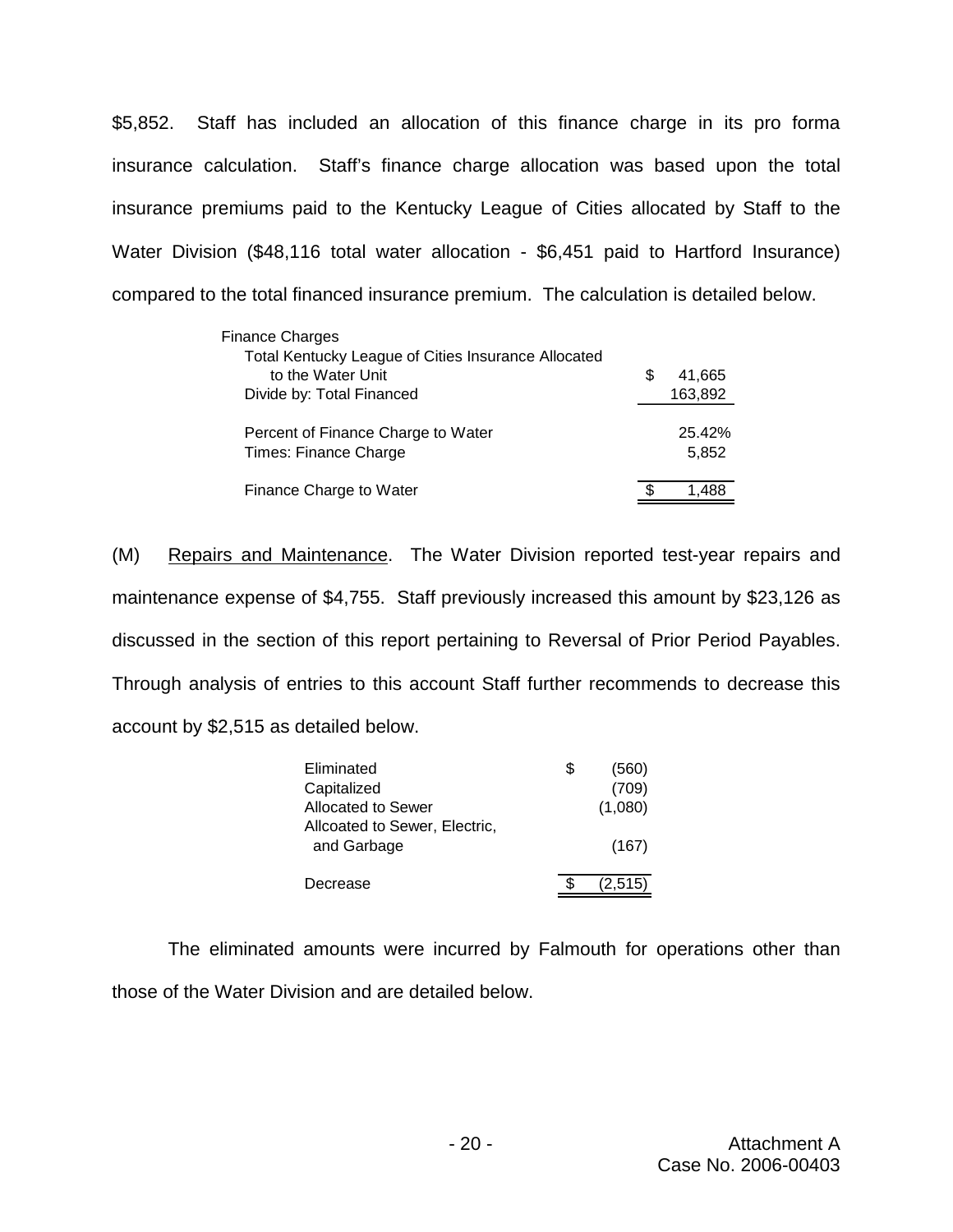$5,852. Staff has included an allocation of this finance charge in its pro forma insurance calculation. Staff's finance charge allocation was based upon the total insurance premiums paid to the Kentucky League of Cities allocated by Staff to the Water Division ($48,116 total water allocation - $6,451 paid to Hartford Insurance) compared to the total financed insurance premium. The calculation is detailed below.

| Finance Charges | |
|---|---|
| Total Kentucky League of Cities Insurance Allocated to the Water Unit | $ 41,665 |
| Divide by: Total Financed | 163,892 |
| Percent of Finance Charge to Water | 25.42% |
| Times: Finance Charge | 5,852 |
| Finance Charge to Water | $ 1,488 |

(M) Repairs and Maintenance. The Water Division reported test-year repairs and maintenance expense of $4,755. Staff previously increased this amount by $23,126 as discussed in the section of this report pertaining to Reversal of Prior Period Payables. Through analysis of entries to this account Staff further recommends to decrease this account by $2,515 as detailed below.

| | |
|---|---|
| Eliminated | $ (560) |
| Capitalized | (709) |
| Allocated to Sewer | (1,080) |
| Allcoated to Sewer, Electric, and Garbage | (167) |
| Decrease | $ (2,515) |

The eliminated amounts were incurred by Falmouth for operations other than those of the Water Division and are detailed below.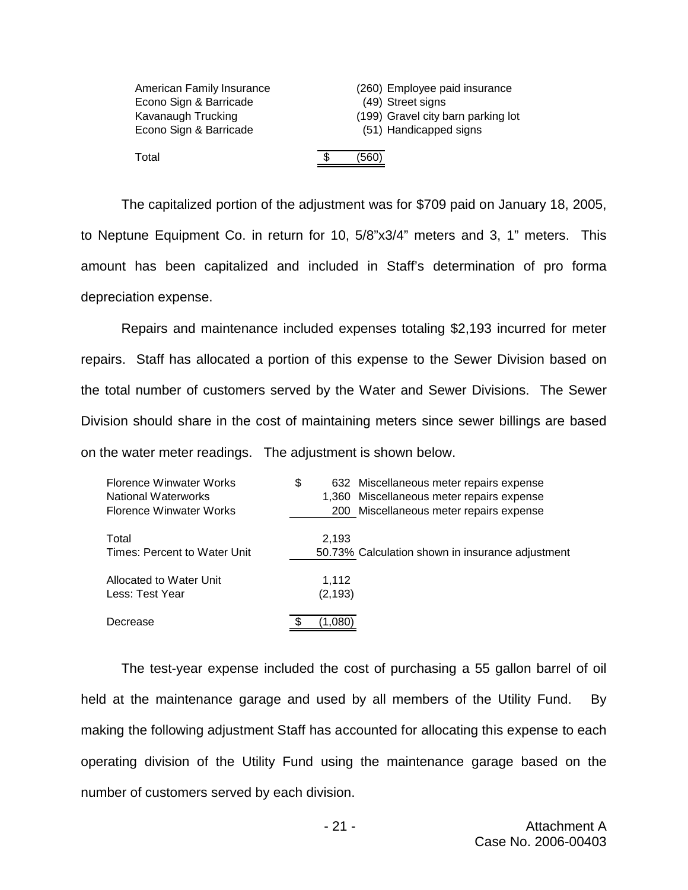| | | |
|---|---|---|
| American Family Insurance | (260) | Employee paid insurance |
| Econo Sign & Barricade | (49) | Street signs |
| Kavanaugh Trucking | (199) | Gravel city barn parking lot |
| Econo Sign & Barricade | (51) | Handicapped signs |
| Total | $ (560) | |

The capitalized portion of the adjustment was for $709 paid on January 18, 2005, to Neptune Equipment Co. in return for 10, 5/8"x3/4" meters and 3, 1" meters. This amount has been capitalized and included in Staff's determination of pro forma depreciation expense.

Repairs and maintenance included expenses totaling $2,193 incurred for meter repairs. Staff has allocated a portion of this expense to the Sewer Division based on the total number of customers served by the Water and Sewer Divisions. The Sewer Division should share in the cost of maintaining meters since sewer billings are based on the water meter readings. The adjustment is shown below.

| | | |
|---|---|---|
| Florence Winwater Works | $ 632 | Miscellaneous meter repairs expense |
| National Waterworks | 1,360 | Miscellaneous meter repairs expense |
| Florence Winwater Works | 200 | Miscellaneous meter repairs expense |
| Total | 2,193 | |
| Times: Percent to Water Unit | 50.73% | Calculation shown in insurance adjustment |
| Allocated to Water Unit | 1,112 | |
| Less: Test Year | (2,193) | |
| Decrease | $ (1,080) | |

The test-year expense included the cost of purchasing a 55 gallon barrel of oil held at the maintenance garage and used by all members of the Utility Fund. By making the following adjustment Staff has accounted for allocating this expense to each operating division of the Utility Fund using the maintenance garage based on the number of customers served by each division.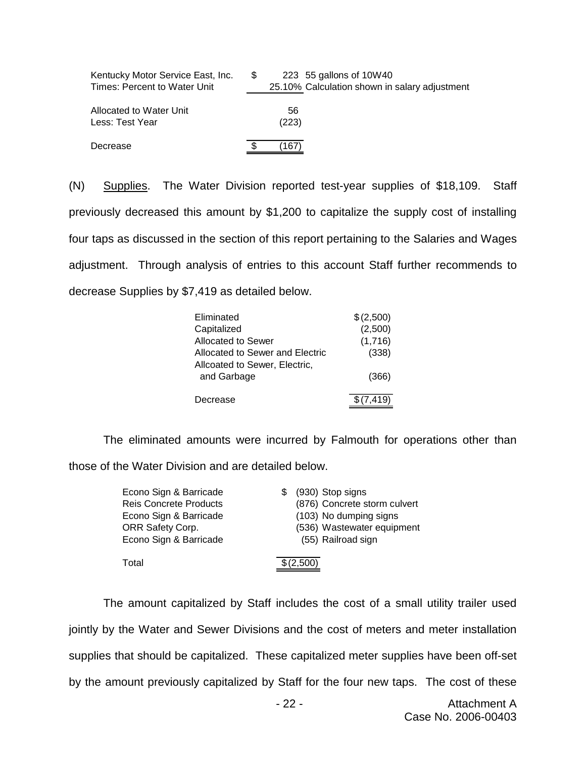| | | |
|---|---|---|
| Kentucky Motor Service East, Inc. | $ 223 | 55 gallons of 10W40 |
| Times: Percent to Water Unit | 25.10% | Calculation shown in salary adjustment |
| Allocated to Water Unit | 56 | |
| Less: Test Year | (223) | |
| Decrease | $ (167) | |

(N) Supplies. The Water Division reported test-year supplies of $18,109. Staff previously decreased this amount by $1,200 to capitalize the supply cost of installing four taps as discussed in the section of this report pertaining to the Salaries and Wages adjustment. Through analysis of entries to this account Staff further recommends to decrease Supplies by $7,419 as detailed below.

| | |
|---|---|
| Eliminated | $ (2,500) |
| Capitalized | (2,500) |
| Allocated to Sewer | (1,716) |
| Allocated to Sewer and Electric | (338) |
| Allcoated to Sewer, Electric, and Garbage | (366) |
| Decrease | $ (7,419) |

The eliminated amounts were incurred by Falmouth for operations other than those of the Water Division and are detailed below.

| | | |
|---|---|---|
| Econo Sign & Barricade | $ (930) | Stop signs |
| Reis Concrete Products | (876) | Concrete storm culvert |
| Econo Sign & Barricade | (103) | No dumping signs |
| ORR Safety Corp. | (536) | Wastewater equipment |
| Econo Sign & Barricade | (55) | Railroad sign |
| Total | $ (2,500) | |

The amount capitalized by Staff includes the cost of a small utility trailer used jointly by the Water and Sewer Divisions and the cost of meters and meter installation supplies that should be capitalized. These capitalized meter supplies have been off-set by the amount previously capitalized by Staff for the four new taps. The cost of these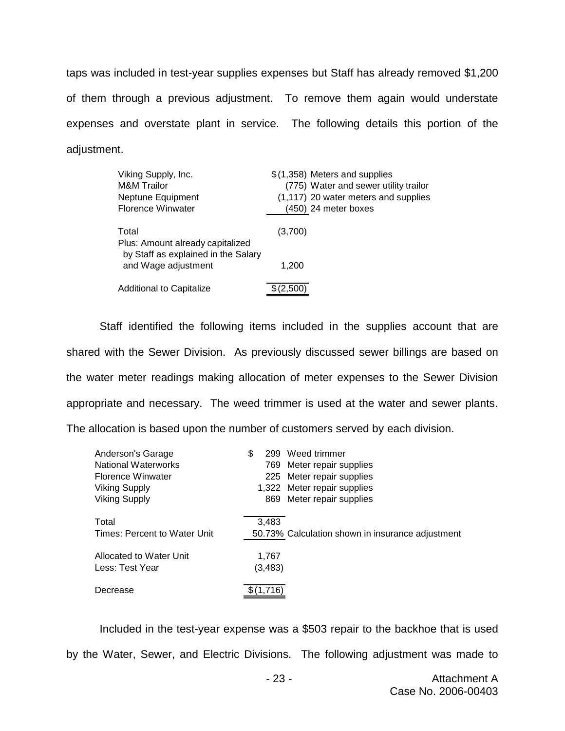taps was included in test-year supplies expenses but Staff has already removed $1,200 of them through a previous adjustment. To remove them again would understate expenses and overstate plant in service. The following details this portion of the adjustment.

| | | |
|---|---|---|
| Viking Supply, Inc. | $(1,358) | Meters and supplies |
| M&M Trailor | (775) | Water and sewer utility trailor |
| Neptune Equipment | (1,117) | 20 water meters and supplies |
| Florence Winwater | (450) | 24 meter boxes |
| Total | (3,700) | |
| Plus: Amount already capitalized by Staff as explained in the Salary and Wage adjustment | 1,200 | |
| Additional to Capitalize | $(2,500) | |

Staff identified the following items included in the supplies account that are shared with the Sewer Division. As previously discussed sewer billings are based on the water meter readings making allocation of meter expenses to the Sewer Division appropriate and necessary. The weed trimmer is used at the water and sewer plants. The allocation is based upon the number of customers served by each division.

| | | |
|---|---|---|
| Anderson's Garage | $ 299 | Weed trimmer |
| National Waterworks | 769 | Meter repair supplies |
| Florence Winwater | 225 | Meter repair supplies |
| Viking Supply | 1,322 | Meter repair supplies |
| Viking Supply | 869 | Meter repair supplies |
| Total | 3,483 | |
| Times: Percent to Water Unit | 50.73% | Calculation shown in insurance adjustment |
| Allocated to Water Unit | 1,767 | |
| Less: Test Year | (3,483) | |
| Decrease | $(1,716) | |

Included in the test-year expense was a $503 repair to the backhoe that is used by the Water, Sewer, and Electric Divisions. The following adjustment was made to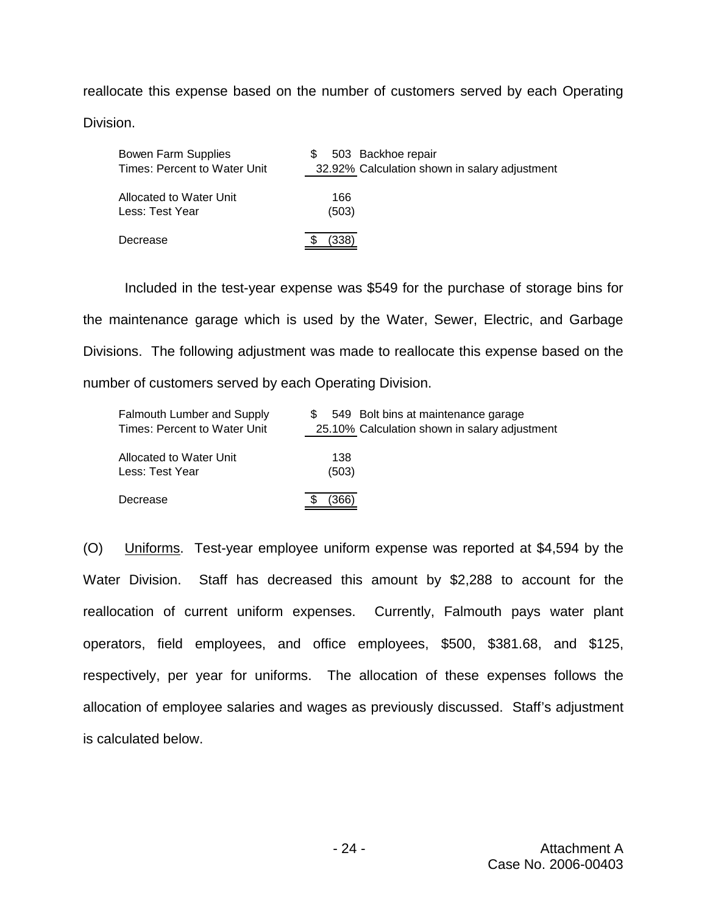reallocate this expense based on the number of customers served by each Operating Division.

| | | |
|---|---|---|
| Bowen Farm Supplies | $ 503 | Backhoe repair |
| Times: Percent to Water Unit | 32.92% | Calculation shown in salary adjustment |
| Allocated to Water Unit | 166 | |
| Less: Test Year | (503) | |
| Decrease | $ (338) | |

Included in the test-year expense was $549 for the purchase of storage bins for the maintenance garage which is used by the Water, Sewer, Electric, and Garbage Divisions. The following adjustment was made to reallocate this expense based on the number of customers served by each Operating Division.

| | | |
|---|---|---|
| Falmouth Lumber and Supply | $ 549 | Bolt bins at maintenance garage |
| Times: Percent to Water Unit | 25.10% | Calculation shown in salary adjustment |
| Allocated to Water Unit | 138 | |
| Less: Test Year | (503) | |
| Decrease | $ (366) | |

(O) Uniforms. Test-year employee uniform expense was reported at $4,594 by the Water Division. Staff has decreased this amount by $2,288 to account for the reallocation of current uniform expenses. Currently, Falmouth pays water plant operators, field employees, and office employees, $500, $381.68, and $125, respectively, per year for uniforms. The allocation of these expenses follows the allocation of employee salaries and wages as previously discussed. Staff's adjustment is calculated below.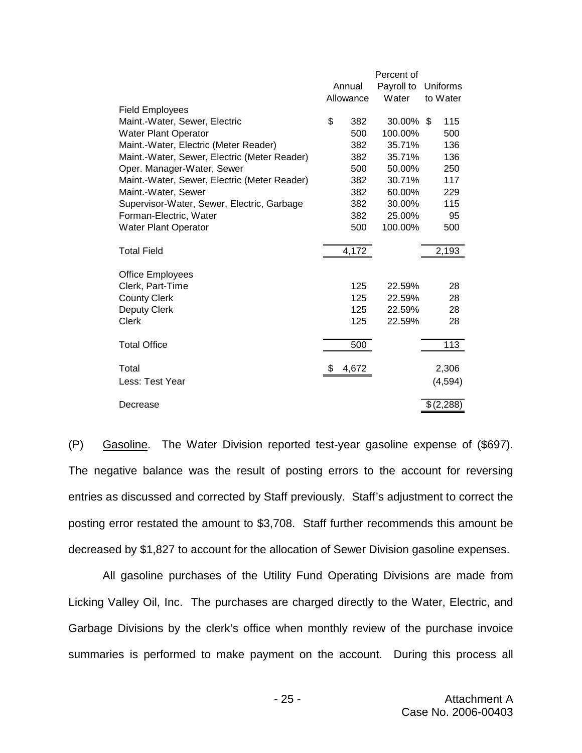| | Annual Allowance | Percent of Payroll to Water | Uniforms to Water |
|---|---|---|---|
| Field Employees | | | |
| Maint.-Water, Sewer, Electric | $ 382 | 30.00% | $ 115 |
| Water Plant Operator | 500 | 100.00% | 500 |
| Maint.-Water, Electric (Meter Reader) | 382 | 35.71% | 136 |
| Maint.-Water, Sewer, Electric (Meter Reader) | 382 | 35.71% | 136 |
| Oper. Manager-Water, Sewer | 500 | 50.00% | 250 |
| Maint.-Water, Sewer, Electric (Meter Reader) | 382 | 30.71% | 117 |
| Maint.-Water, Sewer | 382 | 60.00% | 229 |
| Supervisor-Water, Sewer, Electric, Garbage | 382 | 30.00% | 115 |
| Forman-Electric, Water | 382 | 25.00% | 95 |
| Water Plant Operator | 500 | 100.00% | 500 |
| Total Field | 4,172 | | 2,193 |
| Office Employees | | | |
| Clerk, Part-Time | 125 | 22.59% | 28 |
| County Clerk | 125 | 22.59% | 28 |
| Deputy Clerk | 125 | 22.59% | 28 |
| Clerk | 125 | 22.59% | 28 |
| Total Office | 500 | | 113 |
| Total | $ 4,672 | | 2,306 |
| Less: Test Year | | | (4,594) |
| Decrease | | | $ (2,288) |

(P) Gasoline. The Water Division reported test-year gasoline expense of ($697). The negative balance was the result of posting errors to the account for reversing entries as discussed and corrected by Staff previously. Staff's adjustment to correct the posting error restated the amount to $3,708. Staff further recommends this amount be decreased by $1,827 to account for the allocation of Sewer Division gasoline expenses.

All gasoline purchases of the Utility Fund Operating Divisions are made from Licking Valley Oil, Inc. The purchases are charged directly to the Water, Electric, and Garbage Divisions by the clerk's office when monthly review of the purchase invoice summaries is performed to make payment on the account. During this process all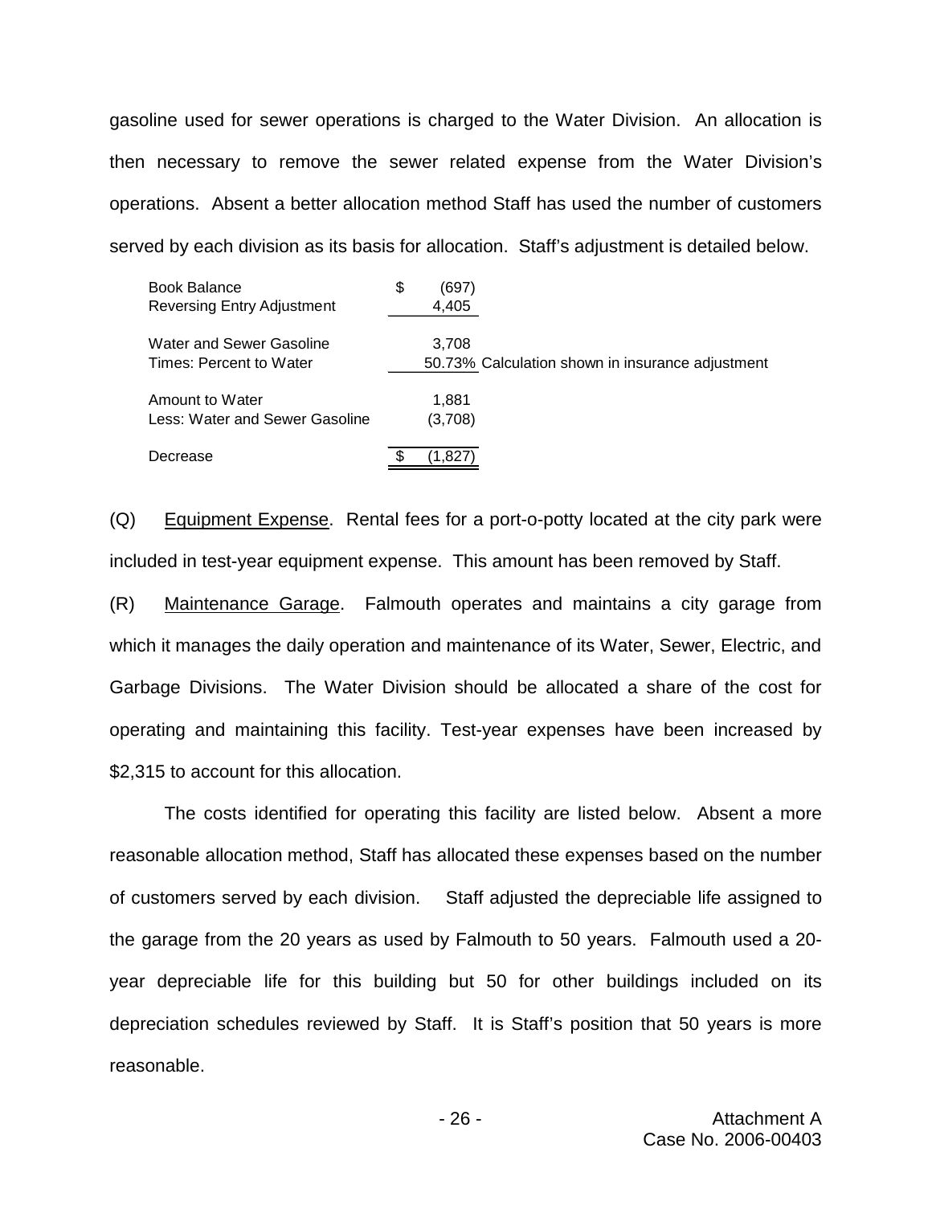gasoline used for sewer operations is charged to the Water Division. An allocation is then necessary to remove the sewer related expense from the Water Division's operations. Absent a better allocation method Staff has used the number of customers served by each division as its basis for allocation. Staff's adjustment is detailed below.

| | | |
|---|---|---|
| Book Balance | $ (697) | |
| Reversing Entry Adjustment | 4,405 | |
| Water and Sewer Gasoline | 3,708 | |
| Times: Percent to Water | 50.73% | Calculation shown in insurance adjustment |
| Amount to Water | 1,881 | |
| Less: Water and Sewer Gasoline | (3,708) | |
| Decrease | $ (1,827) | |

(Q) Equipment Expense. Rental fees for a port-o-potty located at the city park were included in test-year equipment expense. This amount has been removed by Staff.

(R) Maintenance Garage. Falmouth operates and maintains a city garage from which it manages the daily operation and maintenance of its Water, Sewer, Electric, and Garbage Divisions. The Water Division should be allocated a share of the cost for operating and maintaining this facility. Test-year expenses have been increased by $2,315 to account for this allocation.

The costs identified for operating this facility are listed below. Absent a more reasonable allocation method, Staff has allocated these expenses based on the number of customers served by each division. Staff adjusted the depreciable life assigned to the garage from the 20 years as used by Falmouth to 50 years. Falmouth used a 20-year depreciable life for this building but 50 for other buildings included on its depreciation schedules reviewed by Staff. It is Staff's position that 50 years is more reasonable.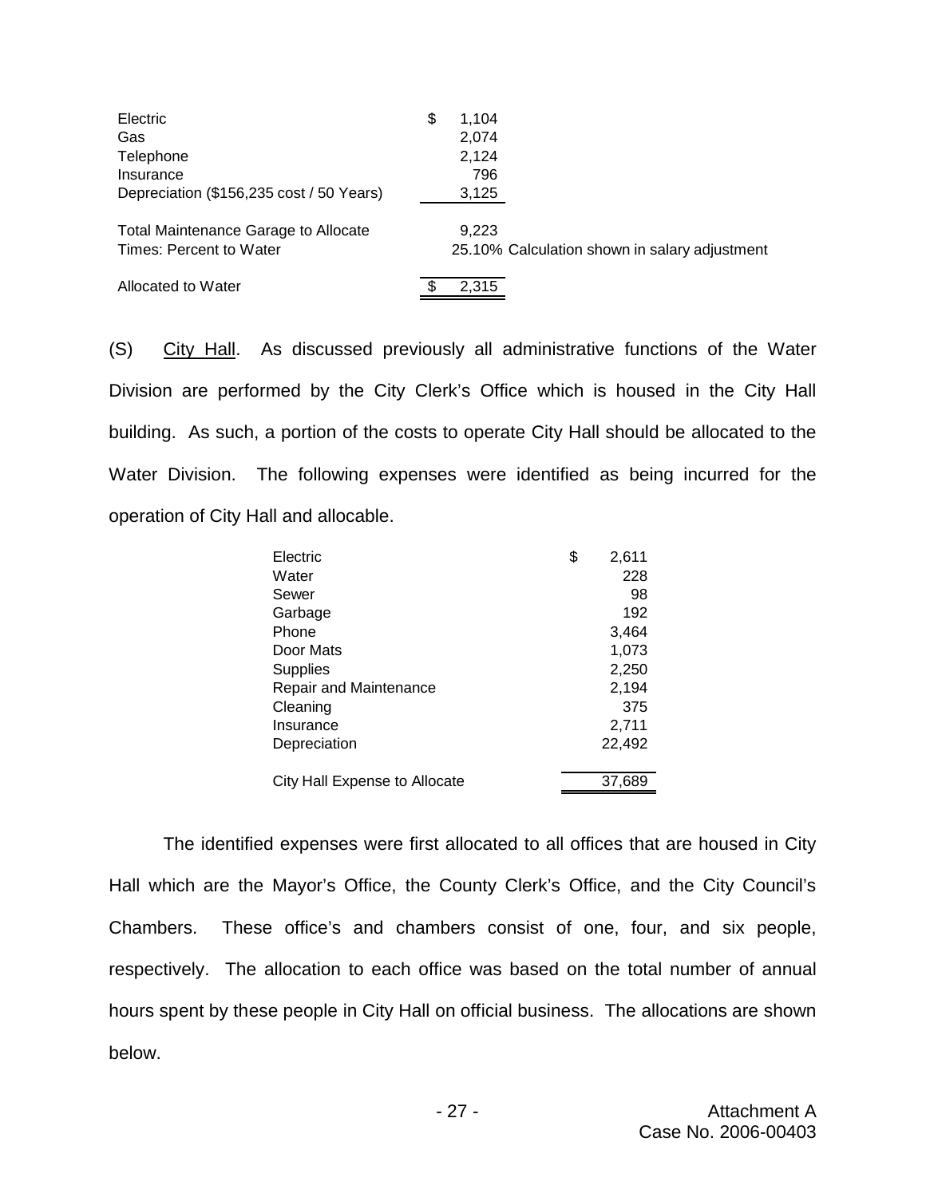| | | |
|---|---|---|
| Electric | $ 1,104 | |
| Gas | 2,074 | |
| Telephone | 2,124 | |
| Insurance | 796 | |
| Depreciation ($156,235 cost / 50 Years) | 3,125 | |
| Total Maintenance Garage to Allocate | 9,223 | |
| Times: Percent to Water | 25.10% | Calculation shown in salary adjustment |
| Allocated to Water | $ 2,315 | |

(S) City Hall. As discussed previously all administrative functions of the Water Division are performed by the City Clerk's Office which is housed in the City Hall building. As such, a portion of the costs to operate City Hall should be allocated to the Water Division. The following expenses were identified as being incurred for the operation of City Hall and allocable.

| | |
|---|---|
| Electric | $ 2,611 |
| Water | 228 |
| Sewer | 98 |
| Garbage | 192 |
| Phone | 3,464 |
| Door Mats | 1,073 |
| Supplies | 2,250 |
| Repair and Maintenance | 2,194 |
| Cleaning | 375 |
| Insurance | 2,711 |
| Depreciation | 22,492 |
| City Hall Expense to Allocate | 37,689 |

The identified expenses were first allocated to all offices that are housed in City Hall which are the Mayor's Office, the County Clerk's Office, and the City Council's Chambers. These office's and chambers consist of one, four, and six people, respectively. The allocation to each office was based on the total number of annual hours spent by these people in City Hall on official business. The allocations are shown below.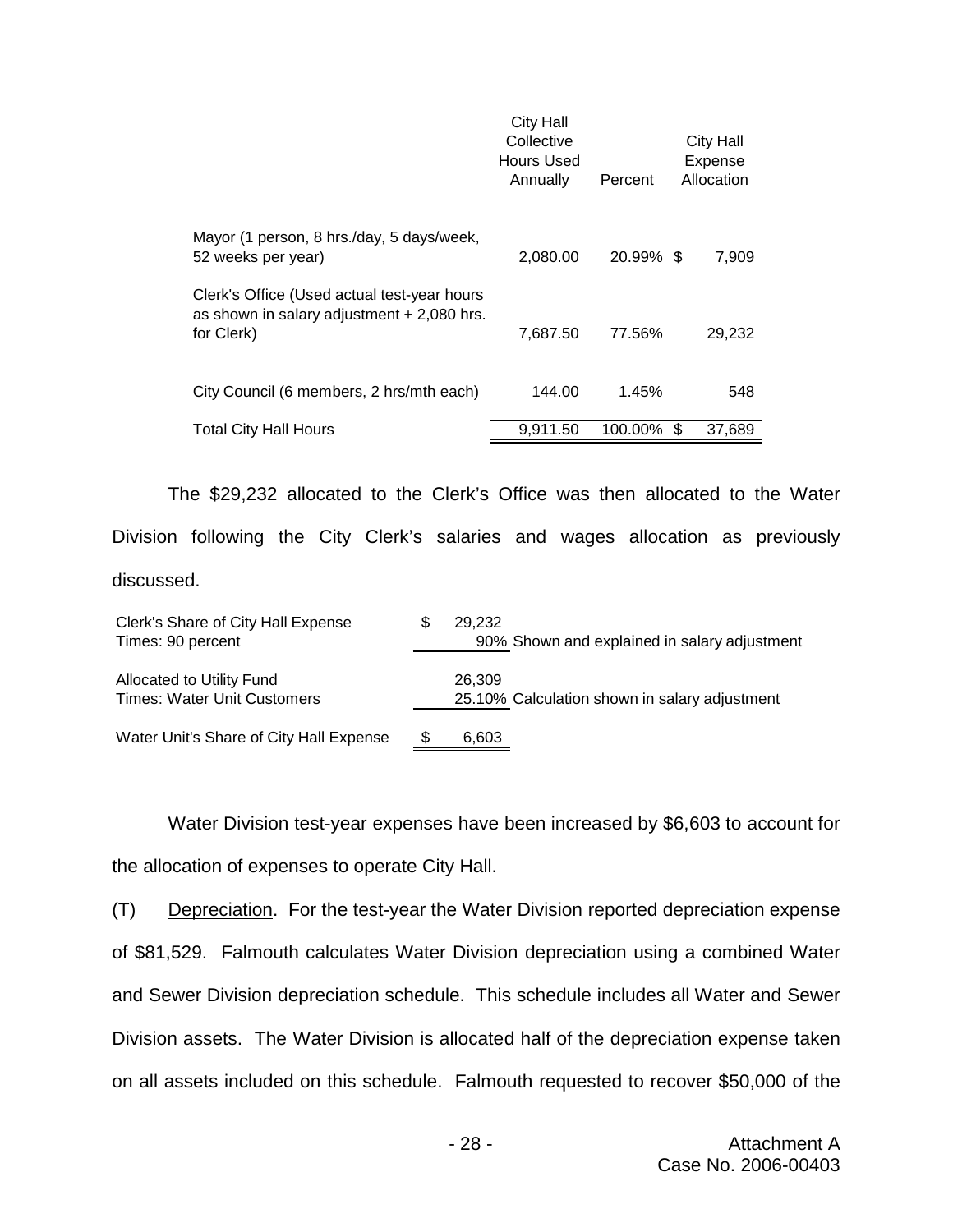| | City Hall Collective Hours Used Annually | Percent | City Hall Expense Allocation |
|---|---|---|---|
| Mayor (1 person, 8 hrs./day, 5 days/week, 52 weeks per year) | 2,080.00 | 20.99% | $ 7,909 |
| Clerk's Office (Used actual test-year hours as shown in salary adjustment + 2,080 hrs. for Clerk) | 7,687.50 | 77.56% | 29,232 |
| City Council (6 members, 2 hrs/mth each) | 144.00 | 1.45% | 548 |
| Total City Hall Hours | 9,911.50 | 100.00% | $ 37,689 |

The $29,232 allocated to the Clerk's Office was then allocated to the Water Division following the City Clerk's salaries and wages allocation as previously discussed.

| | | |
|---|---|---|
| Clerk's Share of City Hall Expense | $ 29,232 | |
| Times: 90 percent | 90% | Shown and explained in salary adjustment |
| Allocated to Utility Fund | 26,309 | |
| Times: Water Unit Customers | 25.10% | Calculation shown in salary adjustment |
| Water Unit's Share of City Hall Expense | $ 6,603 | |

Water Division test-year expenses have been increased by $6,603 to account for the allocation of expenses to operate City Hall.

(T) Depreciation. For the test-year the Water Division reported depreciation expense of $81,529. Falmouth calculates Water Division depreciation using a combined Water and Sewer Division depreciation schedule. This schedule includes all Water and Sewer Division assets. The Water Division is allocated half of the depreciation expense taken on all assets included on this schedule. Falmouth requested to recover $50,000 of the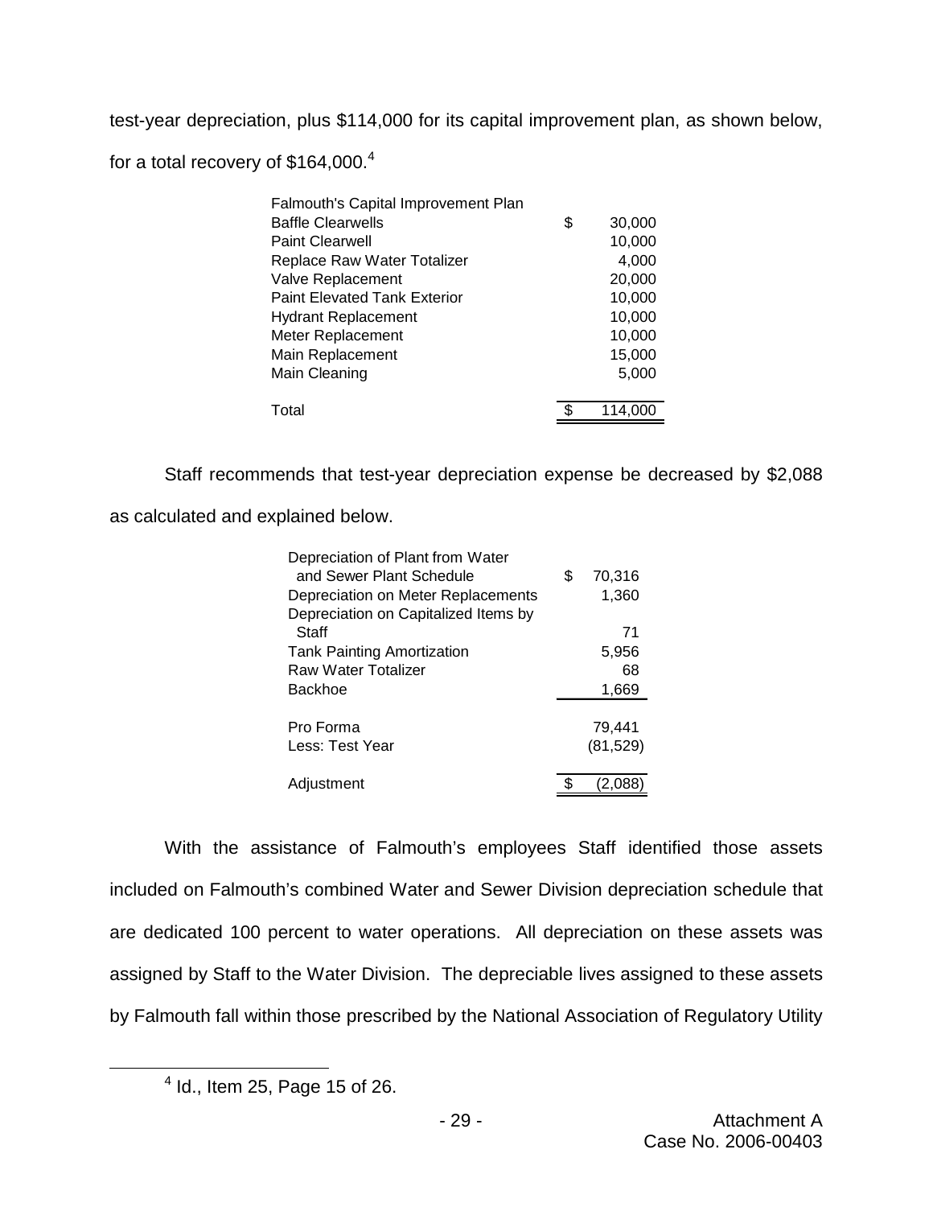test-year depreciation, plus $114,000 for its capital improvement plan, as shown below, for a total recovery of $164,000.[4]

| Falmouth's Capital Improvement Plan | |
|---|---|
| Baffle Clearwells | $ 30,000 |
| Paint Clearwell | 10,000 |
| Replace Raw Water Totalizer | 4,000 |
| Valve Replacement | 20,000 |
| Paint Elevated Tank Exterior | 10,000 |
| Hydrant Replacement | 10,000 |
| Meter Replacement | 10,000 |
| Main Replacement | 15,000 |
| Main Cleaning | 5,000 |
| Total | $ 114,000 |

Staff recommends that test-year depreciation expense be decreased by $2,088 as calculated and explained below.

| | |
|---|---|
| Depreciation of Plant from Water and Sewer Plant Schedule | $ 70,316 |
| Depreciation on Meter Replacements | 1,360 |
| Depreciation on Capitalized Items by Staff | 71 |
| Tank Painting Amortization | 5,956 |
| Raw Water Totalizer | 68 |
| Backhoe | 1,669 |
| Pro Forma | 79,441 |
| Less: Test Year | (81,529) |
| Adjustment | $ (2,088) |

With the assistance of Falmouth's employees Staff identified those assets included on Falmouth's combined Water and Sewer Division depreciation schedule that are dedicated 100 percent to water operations. All depreciation on these assets was assigned by Staff to the Water Division. The depreciable lives assigned to these assets by Falmouth fall within those prescribed by the National Association of Regulatory Utility

[4] Id., Item 25, Page 15 of 26.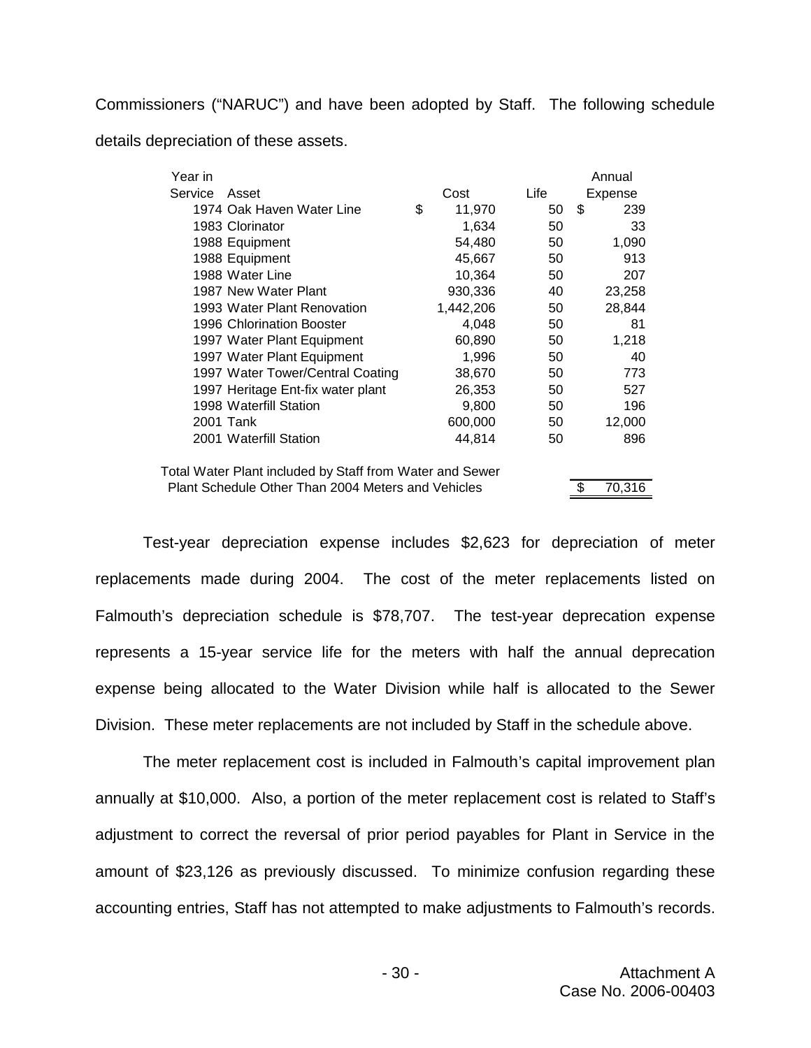Commissioners ("NARUC") and have been adopted by Staff. The following schedule details depreciation of these assets.

| Year in Service | Asset | Cost | Life | Annual Expense |
|---|---|---|---|---|
| 1974 | Oak Haven Water Line | $ 11,970 | 50 | $ 239 |
| 1983 | Clorinator | 1,634 | 50 | 33 |
| 1988 | Equipment | 54,480 | 50 | 1,090 |
| 1988 | Equipment | 45,667 | 50 | 913 |
| 1988 | Water Line | 10,364 | 50 | 207 |
| 1987 | New Water Plant | 930,336 | 40 | 23,258 |
| 1993 | Water Plant Renovation | 1,442,206 | 50 | 28,844 |
| 1996 | Chlorination Booster | 4,048 | 50 | 81 |
| 1997 | Water Plant Equipment | 60,890 | 50 | 1,218 |
| 1997 | Water Plant Equipment | 1,996 | 50 | 40 |
| 1997 | Water Tower/Central Coating | 38,670 | 50 | 773 |
| 1997 | Heritage Ent-fix water plant | 26,353 | 50 | 527 |
| 1998 | Waterfill Station | 9,800 | 50 | 196 |
| 2001 | Tank | 600,000 | 50 | 12,000 |
| 2001 | Waterfill Station | 44,814 | 50 | 896 |
| | Total Water Plant included by Staff from Water and Sewer Plant Schedule Other Than 2004 Meters and Vehicles | | | $ 70,316 |

Test-year depreciation expense includes $2,623 for depreciation of meter replacements made during 2004. The cost of the meter replacements listed on Falmouth's depreciation schedule is $78,707. The test-year deprecation expense represents a 15-year service life for the meters with half the annual deprecation expense being allocated to the Water Division while half is allocated to the Sewer Division. These meter replacements are not included by Staff in the schedule above.

The meter replacement cost is included in Falmouth's capital improvement plan annually at $10,000. Also, a portion of the meter replacement cost is related to Staff's adjustment to correct the reversal of prior period payables for Plant in Service in the amount of $23,126 as previously discussed. To minimize confusion regarding these accounting entries, Staff has not attempted to make adjustments to Falmouth's records.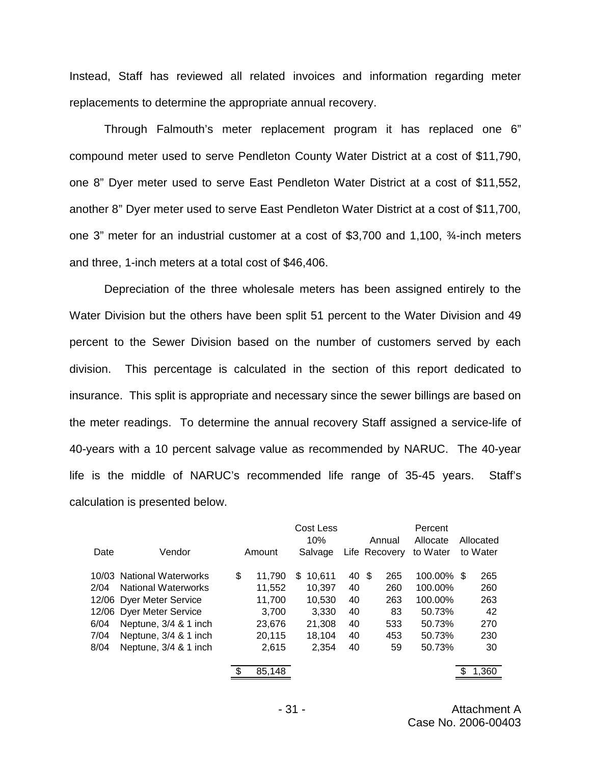Instead, Staff has reviewed all related invoices and information regarding meter replacements to determine the appropriate annual recovery.

Through Falmouth's meter replacement program it has replaced one 6" compound meter used to serve Pendleton County Water District at a cost of $11,790, one 8" Dyer meter used to serve East Pendleton Water District at a cost of $11,552, another 8" Dyer meter used to serve East Pendleton Water District at a cost of $11,700, one 3" meter for an industrial customer at a cost of $3,700 and 1,100, ¾-inch meters and three, 1-inch meters at a total cost of $46,406.

Depreciation of the three wholesale meters has been assigned entirely to the Water Division but the others have been split 51 percent to the Water Division and 49 percent to the Sewer Division based on the number of customers served by each division. This percentage is calculated in the section of this report dedicated to insurance. This split is appropriate and necessary since the sewer billings are based on the meter readings. To determine the annual recovery Staff assigned a service-life of 40-years with a 10 percent salvage value as recommended by NARUC. The 40-year life is the middle of NARUC's recommended life range of 35-45 years. Staff's calculation is presented below.

| Date | Vendor | Amount | Cost Less 10% Salvage | Life | Annual Recovery | Percent Allocate to Water | Allocated to Water |
|---|---|---|---|---|---|---|---|
| 10/03 | National Waterworks | $ 11,790 | $ 10,611 | 40 | $ 265 | 100.00% | $ 265 |
| 2/04 | National Waterworks | 11,552 | 10,397 | 40 | 260 | 100.00% | 260 |
| 12/06 | Dyer Meter Service | 11,700 | 10,530 | 40 | 263 | 100.00% | 263 |
| 12/06 | Dyer Meter Service | 3,700 | 3,330 | 40 | 83 | 50.73% | 42 |
| 6/04 | Neptune, 3/4 & 1 inch | 23,676 | 21,308 | 40 | 533 | 50.73% | 270 |
| 7/04 | Neptune, 3/4 & 1 inch | 20,115 | 18,104 | 40 | 453 | 50.73% | 230 |
| 8/04 | Neptune, 3/4 & 1 inch | 2,615 | 2,354 | 40 | 59 | 50.73% | 30 |
| | | $ 85,148 | | | | | $ 1,360 |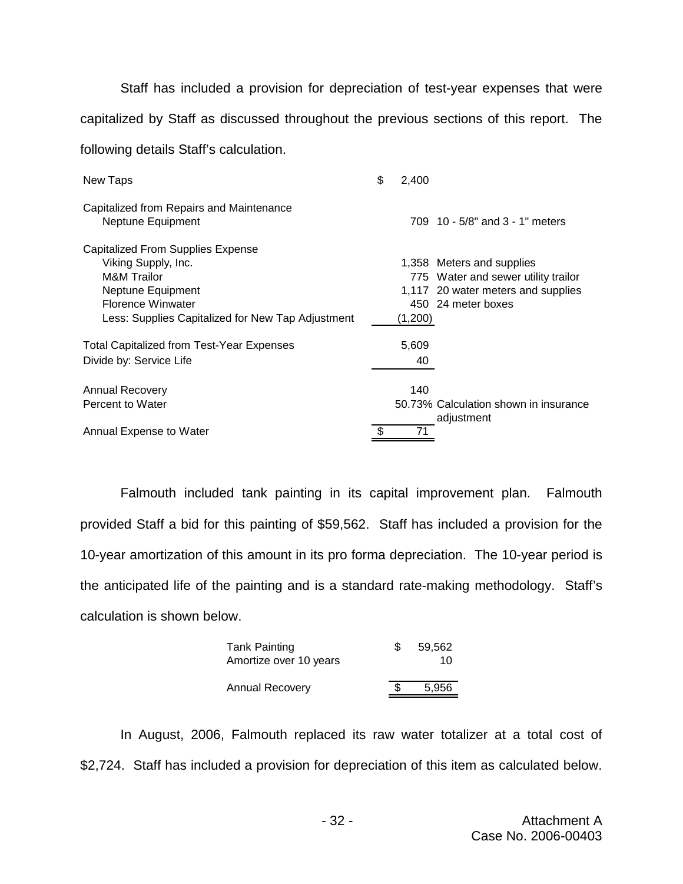Staff has included a provision for depreciation of test-year expenses that were capitalized by Staff as discussed throughout the previous sections of this report. The following details Staff's calculation.

| | | |
|---|---|---|
| New Taps | $ 2,400 | |
| Capitalized from Repairs and Maintenance | | |
| Neptune Equipment | 709 | 10 - 5/8" and 3 - 1" meters |
| Capitalized From Supplies Expense | | |
| Viking Supply, Inc. | 1,358 | Meters and supplies |
| M&M Trailor | 775 | Water and sewer utility trailor |
| Neptune Equipment | 1,117 | 20 water meters and supplies |
| Florence Winwater | 450 | 24 meter boxes |
| Less: Supplies Capitalized for New Tap Adjustment | (1,200) | |
| Total Capitalized from Test-Year Expenses | 5,609 | |
| Divide by: Service Life | 40 | |
| Annual Recovery | 140 | |
| Percent to Water | 50.73% | Calculation shown in insurance adjustment |
| Annual Expense to Water | $ 71 | |

Falmouth included tank painting in its capital improvement plan. Falmouth provided Staff a bid for this painting of $59,562. Staff has included a provision for the 10-year amortization of this amount in its pro forma depreciation. The 10-year period is the anticipated life of the painting and is a standard rate-making methodology. Staff's calculation is shown below.

| | |
|---|---|
| Tank Painting | $ 59,562 |
| Amortize over 10 years | 10 |
| Annual Recovery | $ 5,956 |

In August, 2006, Falmouth replaced its raw water totalizer at a total cost of $2,724. Staff has included a provision for depreciation of this item as calculated below.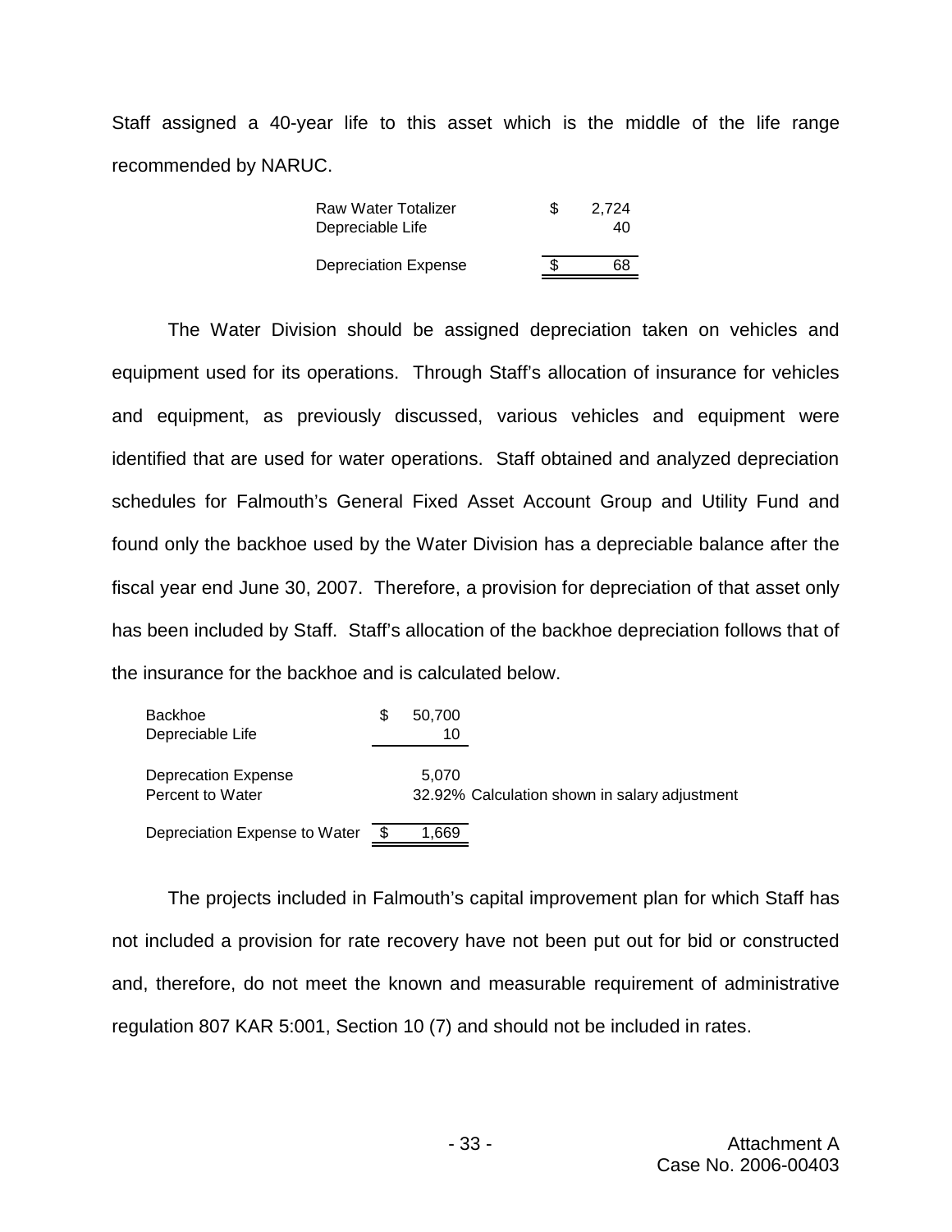Staff assigned a 40-year life to this asset which is the middle of the life range recommended by NARUC.

| | | |
|---|---|---|
| Raw Water Totalizer | $ | 2,724 |
| Depreciable Life | | 40 |
| Depreciation Expense | $ | 68 |

The Water Division should be assigned depreciation taken on vehicles and equipment used for its operations. Through Staff's allocation of insurance for vehicles and equipment, as previously discussed, various vehicles and equipment were identified that are used for water operations. Staff obtained and analyzed depreciation schedules for Falmouth's General Fixed Asset Account Group and Utility Fund and found only the backhoe used by the Water Division has a depreciable balance after the fiscal year end June 30, 2007. Therefore, a provision for depreciation of that asset only has been included by Staff. Staff's allocation of the backhoe depreciation follows that of the insurance for the backhoe and is calculated below.

| | | | |
|---|---|---|---|
| Backhoe | $ | 50,700 | |
| Depreciable Life | | 10 | |
| Deprecation Expense | | 5,070 | |
| Percent to Water | | 32.92% | Calculation shown in salary adjustment |
| Depreciation Expense to Water | $ | 1,669 | |

The projects included in Falmouth's capital improvement plan for which Staff has not included a provision for rate recovery have not been put out for bid or constructed and, therefore, do not meet the known and measurable requirement of administrative regulation 807 KAR 5:001, Section 10 (7) and should not be included in rates.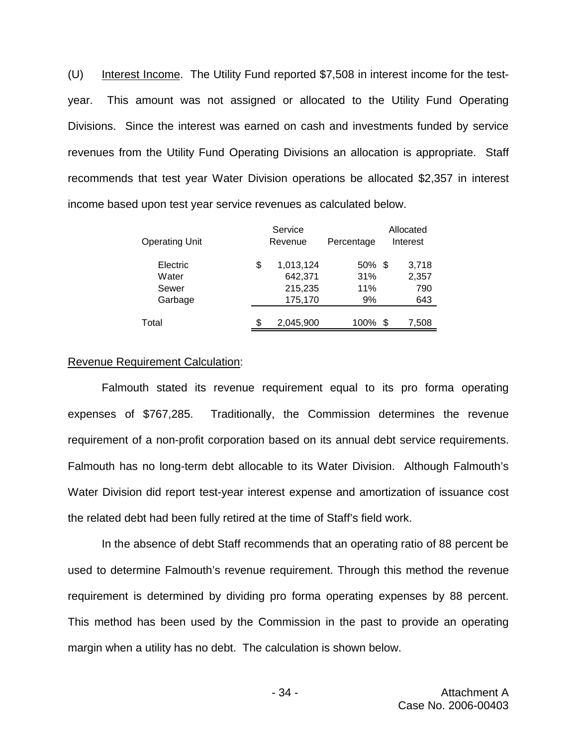(U) Interest Income. The Utility Fund reported $7,508 in interest income for the test-year. This amount was not assigned or allocated to the Utility Fund Operating Divisions. Since the interest was earned on cash and investments funded by service revenues from the Utility Fund Operating Divisions an allocation is appropriate. Staff recommends that test year Water Division operations be allocated $2,357 in interest income based upon test year service revenues as calculated below.

| Operating Unit | Service Revenue | Percentage | Allocated Interest |
|---|---|---|---|
| Electric | $ 1,013,124 | 50% | $ 3,718 |
| Water | 642,371 | 31% | 2,357 |
| Sewer | 215,235 | 11% | 790 |
| Garbage | 175,170 | 9% | 643 |
| Total | $ 2,045,900 | 100% | $ 7,508 |

Revenue Requirement Calculation:

Falmouth stated its revenue requirement equal to its pro forma operating expenses of $767,285. Traditionally, the Commission determines the revenue requirement of a non-profit corporation based on its annual debt service requirements. Falmouth has no long-term debt allocable to its Water Division. Although Falmouth's Water Division did report test-year interest expense and amortization of issuance cost the related debt had been fully retired at the time of Staff's field work.

In the absence of debt Staff recommends that an operating ratio of 88 percent be used to determine Falmouth's revenue requirement. Through this method the revenue requirement is determined by dividing pro forma operating expenses by 88 percent. This method has been used by the Commission in the past to provide an operating margin when a utility has no debt. The calculation is shown below.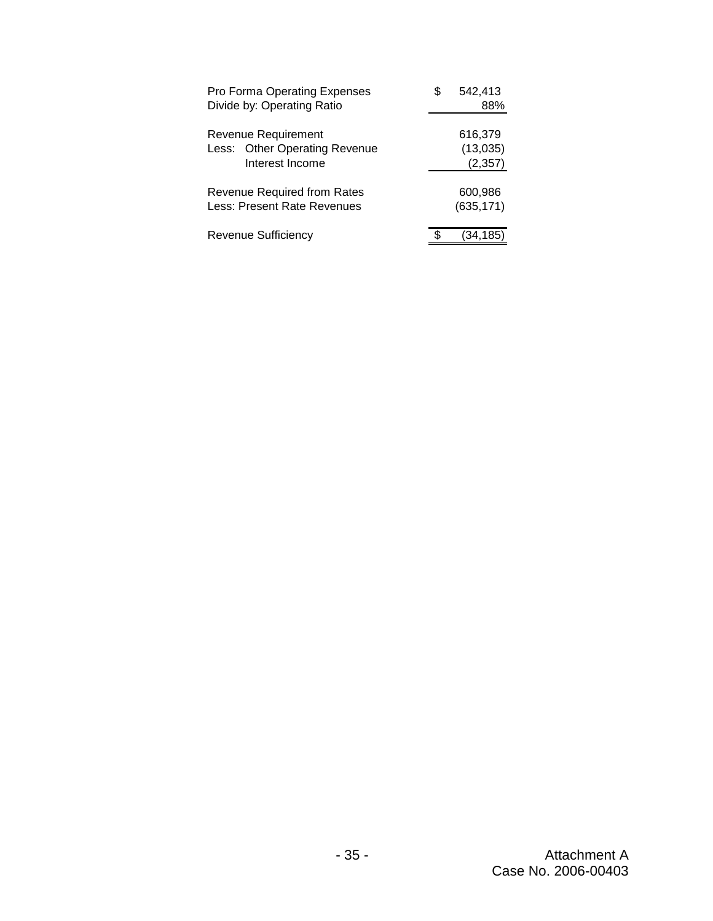| | |
|---|---|
| Pro Forma Operating Expenses | $ 542,413 |
| Divide by: Operating Ratio | 88% |
| Revenue Requirement | 616,379 |
| Less: Other Operating Revenue | (13,035) |
| Interest Income | (2,357) |
| Revenue Required from Rates | 600,986 |
| Less: Present Rate Revenues | (635,171) |
| Revenue Sufficiency | $ (34,185) |

Attachment A
Case No. 2006-00403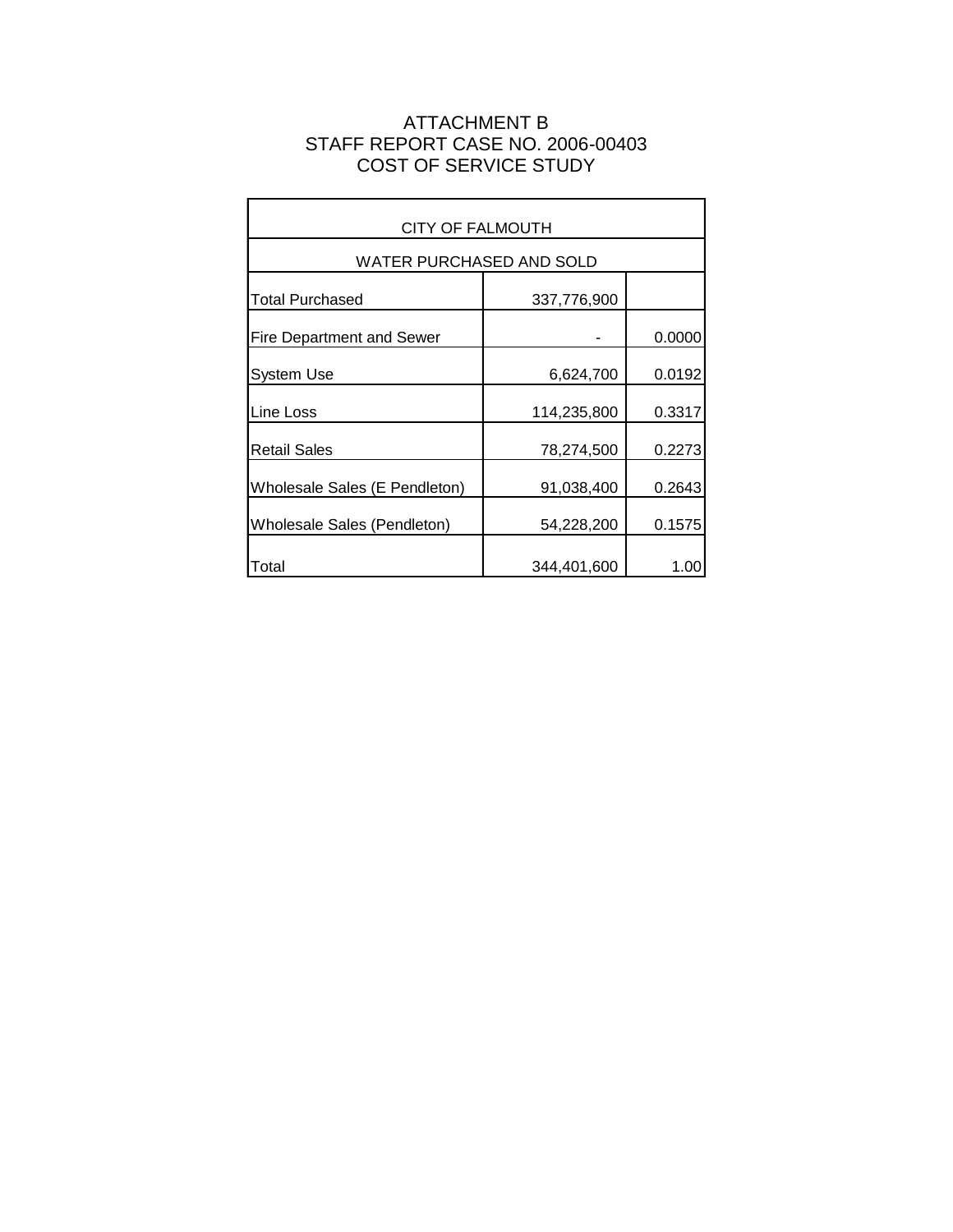# ATTACHMENT B
## STAFF REPORT CASE NO. 2006-00403
## COST OF SERVICE STUDY

| CITY OF FALMOUTH | | |
|---|---|---|
| WATER PURCHASED AND SOLD | | |
| Total Purchased | 337,776,900 | |
| Fire Department and Sewer | - | 0.0000 |
| System Use | 6,624,700 | 0.0192 |
| Line Loss | 114,235,800 | 0.3317 |
| Retail Sales | 78,274,500 | 0.2273 |
| Wholesale Sales (E Pendleton) | 91,038,400 | 0.2643 |
| Wholesale Sales (Pendleton) | 54,228,200 | 0.1575 |
| Total | 344,401,600 | 1.00 |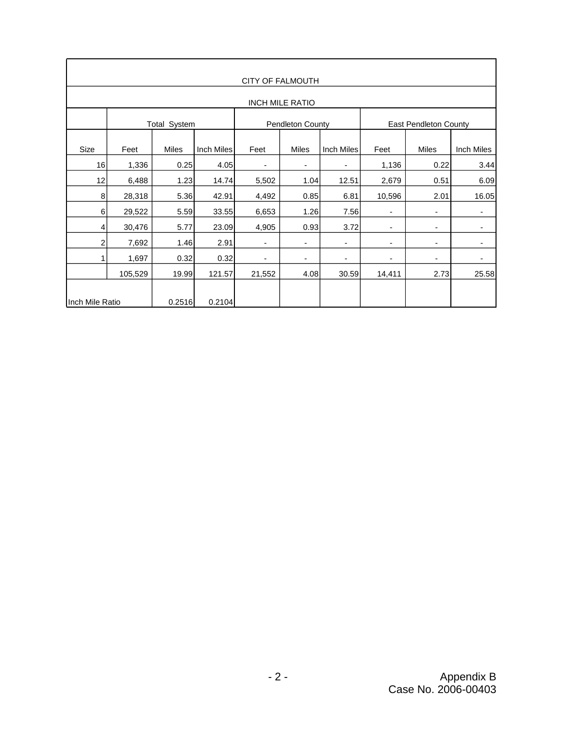| CITY OF FALMOUTH | | | | | | | | | |
|---|---|---|---|---|---|---|---|---|---|
| INCH MILE RATIO | | | | | | | | | |
| | Total System | | | Pendleton County | | | East Pendleton County | | |
| Size | Feet | Miles | Inch Miles | Feet | Miles | Inch Miles | Feet | Miles | Inch Miles |
| 16 | 1,336 | 0.25 | 4.05 | - | - | - | 1,136 | 0.22 | 3.44 |
| 12 | 6,488 | 1.23 | 14.74 | 5,502 | 1.04 | 12.51 | 2,679 | 0.51 | 6.09 |
| 8 | 28,318 | 5.36 | 42.91 | 4,492 | 0.85 | 6.81 | 10,596 | 2.01 | 16.05 |
| 6 | 29,522 | 5.59 | 33.55 | 6,653 | 1.26 | 7.56 | - | - | - |
| 4 | 30,476 | 5.77 | 23.09 | 4,905 | 0.93 | 3.72 | - | - | - |
| 2 | 7,692 | 1.46 | 2.91 | - | - | - | - | - | - |
| 1 | 1,697 | 0.32 | 0.32 | - | - | - | - | - | - |
| | 105,529 | 19.99 | 121.57 | 21,552 | 4.08 | 30.59 | 14,411 | 2.73 | 25.58 |
| Inch Mile Ratio | | 0.2516 | 0.2104 | | | | | | |

Appendix B
Case No. 2006-00403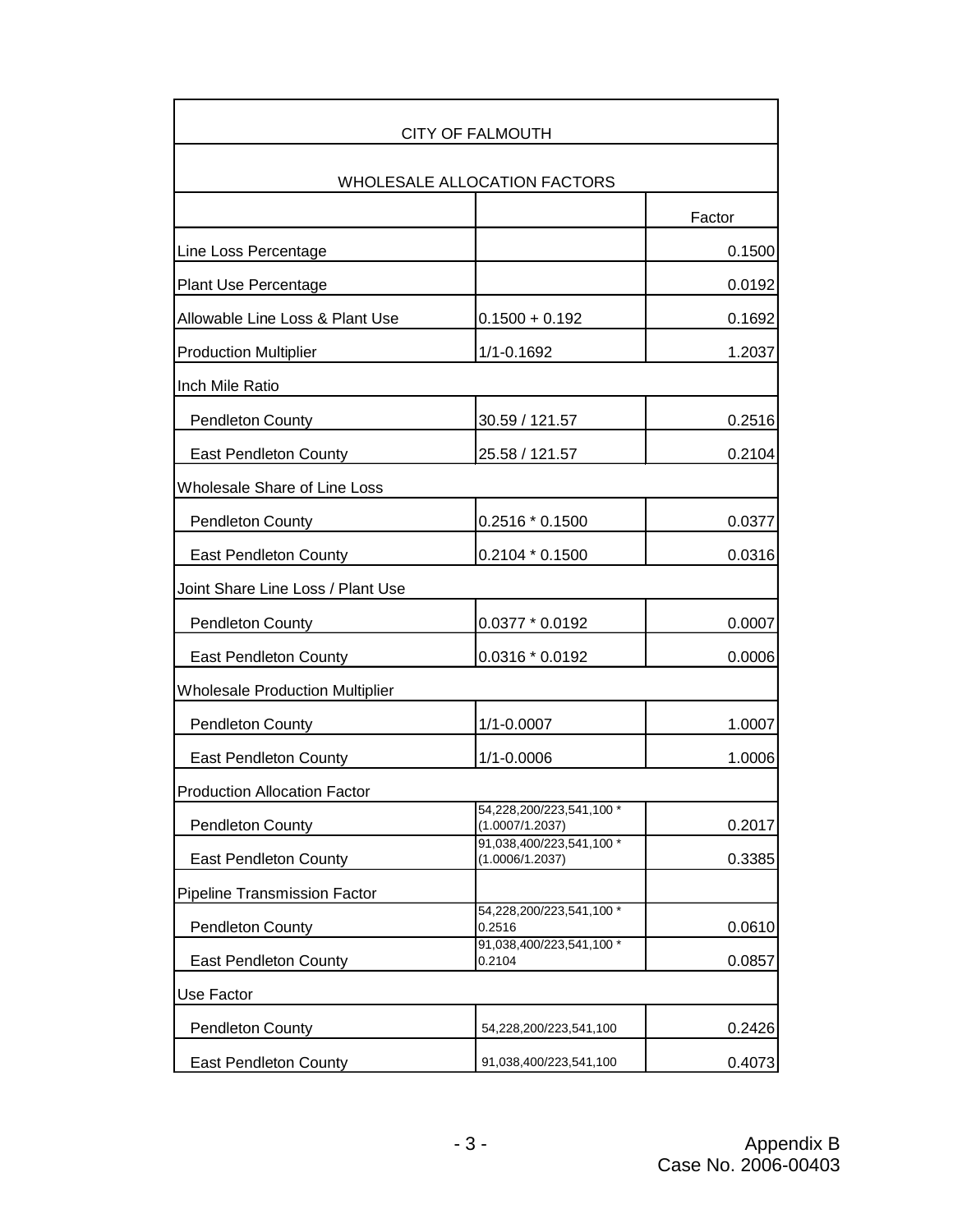| CITY OF FALMOUTH | | |
|---|---|---|
| WHOLESALE ALLOCATION FACTORS | | |
| | | Factor |
| Line Loss Percentage | | 0.1500 |
| Plant Use Percentage | | 0.0192 |
| Allowable Line Loss & Plant Use | 0.1500 + 0.192 | 0.1692 |
| Production Multiplier | 1/1-0.1692 | 1.2037 |
| Inch Mile Ratio | | |
| Pendleton County | 30.59 / 121.57 | 0.2516 |
| East Pendleton County | 25.58 / 121.57 | 0.2104 |
| Wholesale Share of Line Loss | | |
| Pendleton County | 0.2516 * 0.1500 | 0.0377 |
| East Pendleton County | 0.2104 * 0.1500 | 0.0316 |
| Joint Share Line Loss / Plant Use | | |
| Pendleton County | 0.0377 * 0.0192 | 0.0007 |
| East Pendleton County | 0.0316 * 0.0192 | 0.0006 |
| Wholesale Production Multiplier | | |
| Pendleton County | 1/1-0.0007 | 1.0007 |
| East Pendleton County | 1/1-0.0006 | 1.0006 |
| Production Allocation Factor | | |
| Pendleton County | 54,228,200/223,541,100 * (1.0007/1.2037) | 0.2017 |
| East Pendleton County | 91,038,400/223,541,100 * (1.0006/1.2037) | 0.3385 |
| Pipeline Transmission Factor | | |
| Pendleton County | 54,228,200/223,541,100 * 0.2516 | 0.0610 |
| East Pendleton County | 91,038,400/223,541,100 * 0.2104 | 0.0857 |
| Use Factor | | |
| Pendleton County | 54,228,200/223,541,100 | 0.2426 |
| East Pendleton County | 91,038,400/223,541,100 | 0.4073 |

Appendix B
Case No. 2006-00403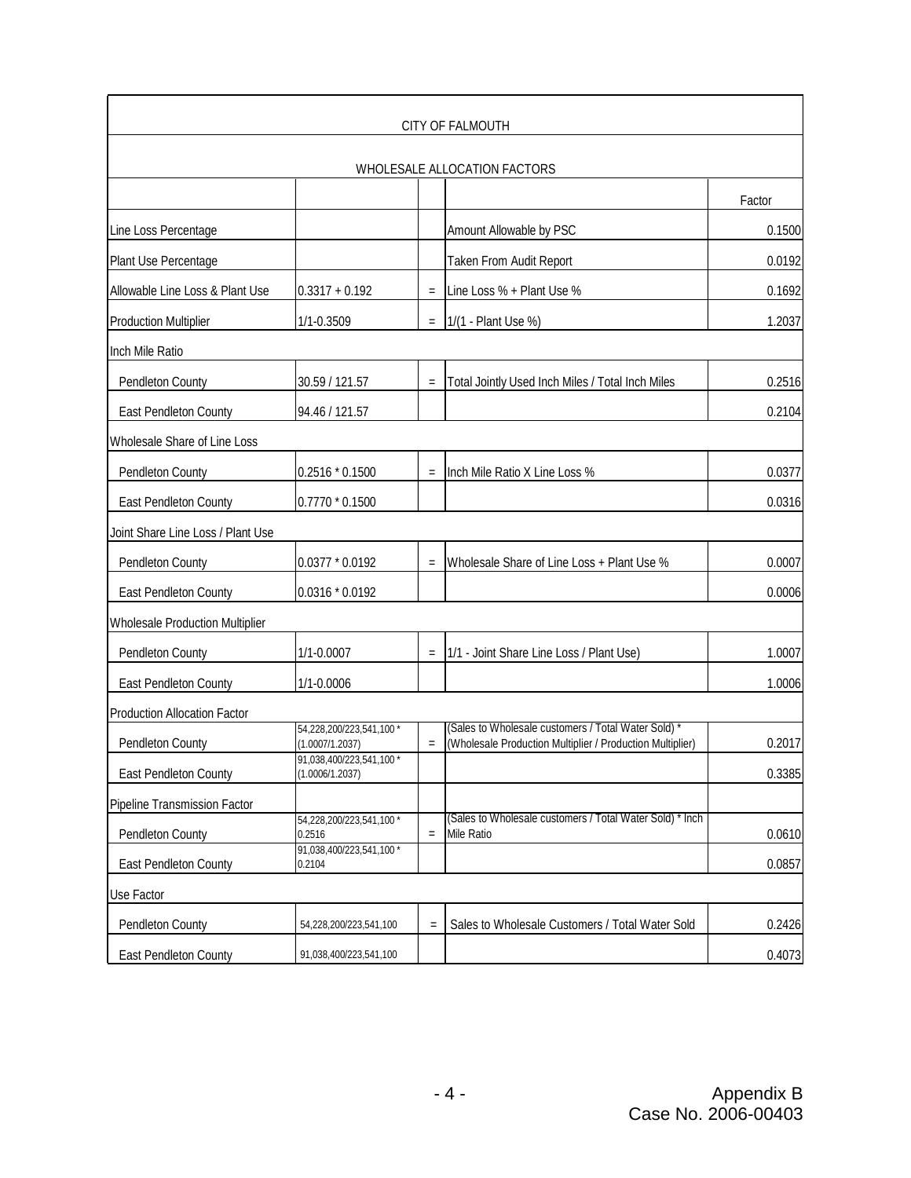| CITY OF FALMOUTH | | | | |
|---|---|---|---|---|
| WHOLESALE ALLOCATION FACTORS | | | | |
| | | | | Factor |
| Line Loss Percentage | | | Amount Allowable by PSC | 0.1500 |
| Plant Use Percentage | | | Taken From Audit Report | 0.0192 |
| Allowable Line Loss & Plant Use | 0.3317 + 0.192 | = | Line Loss % + Plant Use % | 0.1692 |
| Production Multiplier | 1/1-0.3509 | = | 1/(1 - Plant Use %) | 1.2037 |
| Inch Mile Ratio | | | | |
| Pendleton County | 30.59 / 121.57 | = | Total Jointly Used Inch Miles / Total Inch Miles | 0.2516 |
| East Pendleton County | 94.46 / 121.57 | | | 0.2104 |
| Wholesale Share of Line Loss | | | | |
| Pendleton County | 0.2516 * 0.1500 | = | Inch Mile Ratio X Line Loss % | 0.0377 |
| East Pendleton County | 0.7770 * 0.1500 | | | 0.0316 |
| Joint Share Line Loss / Plant Use | | | | |
| Pendleton County | 0.0377 * 0.0192 | = | Wholesale Share of Line Loss + Plant Use % | 0.0007 |
| East Pendleton County | 0.0316 * 0.0192 | | | 0.0006 |
| Wholesale Production Multiplier | | | | |
| Pendleton County | 1/1-0.0007 | = | 1/1 - Joint Share Line Loss / Plant Use) | 1.0007 |
| East Pendleton County | 1/1-0.0006 | | | 1.0006 |
| Production Allocation Factor | | | | |
| Pendleton County | 54,228,200/223,541,100 * (1.0007/1.2037) | = | (Sales to Wholesale customers / Total Water Sold) * (Wholesale Production Multiplier / Production Multiplier) | 0.2017 |
| East Pendleton County | 91,038,400/223,541,100 * (1.0006/1.2037) | | | 0.3385 |
| Pipeline Transmission Factor | | | | |
| Pendleton County | 54,228,200/223,541,100 * 0.2516 | = | (Sales to Wholesale customers / Total Water Sold) * Inch Mile Ratio | 0.0610 |
| East Pendleton County | 91,038,400/223,541,100 * 0.2104 | | | 0.0857 |
| Use Factor | | | | |
| Pendleton County | 54,228,200/223,541,100 | = | Sales to Wholesale Customers / Total Water Sold | 0.2426 |
| East Pendleton County | 91,038,400/223,541,100 | | | 0.4073 |

Appendix B
Case No. 2006-00403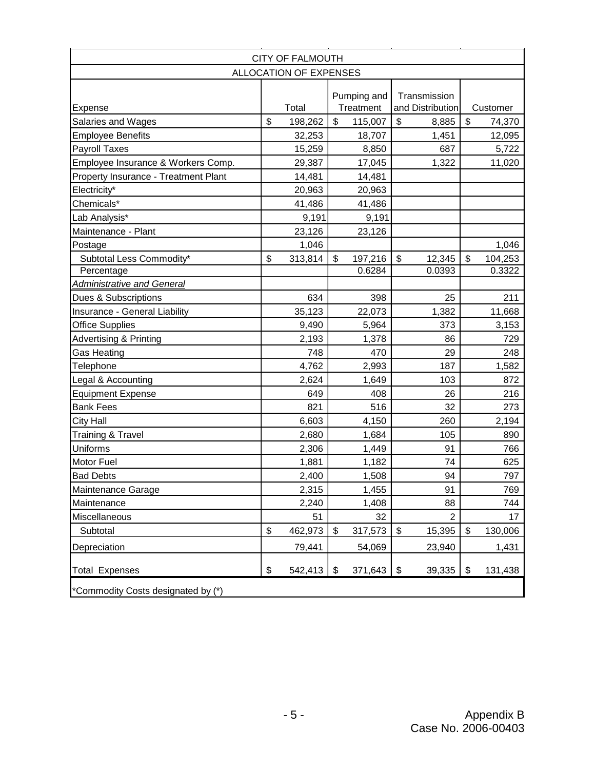| CITY OF FALMOUTH | | | | |
|---|---|---|---|---|
| ALLOCATION OF EXPENSES | | | | |
| Expense | Total | Pumping and Treatment | Transmission and Distribution | Customer |
| Salaries and Wages | $ 198,262 | $ 115,007 | $ 8,885 | $ 74,370 |
| Employee Benefits | 32,253 | 18,707 | 1,451 | 12,095 |
| Payroll Taxes | 15,259 | 8,850 | 687 | 5,722 |
| Employee Insurance & Workers Comp. | 29,387 | 17,045 | 1,322 | 11,020 |
| Property Insurance - Treatment Plant | 14,481 | 14,481 | | |
| Electricity* | 20,963 | 20,963 | | |
| Chemicals* | 41,486 | 41,486 | | |
| Lab Analysis* | 9,191 | 9,191 | | |
| Maintenance - Plant | 23,126 | 23,126 | | |
| Postage | 1,046 | | | 1,046 |
| Subtotal Less Commodity* | $ 313,814 | $ 197,216 | $ 12,345 | $ 104,253 |
| Percentage | | 0.6284 | 0.0393 | 0.3322 |
| *Administrative and General* | | | | |
| Dues & Subscriptions | 634 | 398 | 25 | 211 |
| Insurance - General Liability | 35,123 | 22,073 | 1,382 | 11,668 |
| Office Supplies | 9,490 | 5,964 | 373 | 3,153 |
| Advertising & Printing | 2,193 | 1,378 | 86 | 729 |
| Gas Heating | 748 | 470 | 29 | 248 |
| Telephone | 4,762 | 2,993 | 187 | 1,582 |
| Legal & Accounting | 2,624 | 1,649 | 103 | 872 |
| Equipment Expense | 649 | 408 | 26 | 216 |
| Bank Fees | 821 | 516 | 32 | 273 |
| City Hall | 6,603 | 4,150 | 260 | 2,194 |
| Training & Travel | 2,680 | 1,684 | 105 | 890 |
| Uniforms | 2,306 | 1,449 | 91 | 766 |
| Motor Fuel | 1,881 | 1,182 | 74 | 625 |
| Bad Debts | 2,400 | 1,508 | 94 | 797 |
| Maintenance Garage | 2,315 | 1,455 | 91 | 769 |
| Maintenance | 2,240 | 1,408 | 88 | 744 |
| Miscellaneous | 51 | 32 | 2 | 17 |
| Subtotal | $ 462,973 | $ 317,573 | $ 15,395 | $ 130,006 |
| Depreciation | 79,441 | 54,069 | 23,940 | 1,431 |
| Total Expenses | $ 542,413 | $ 371,643 | $ 39,335 | $ 131,438 |
| *Commodity Costs designated by (*) | | | | |

Appendix B
Case No. 2006-00403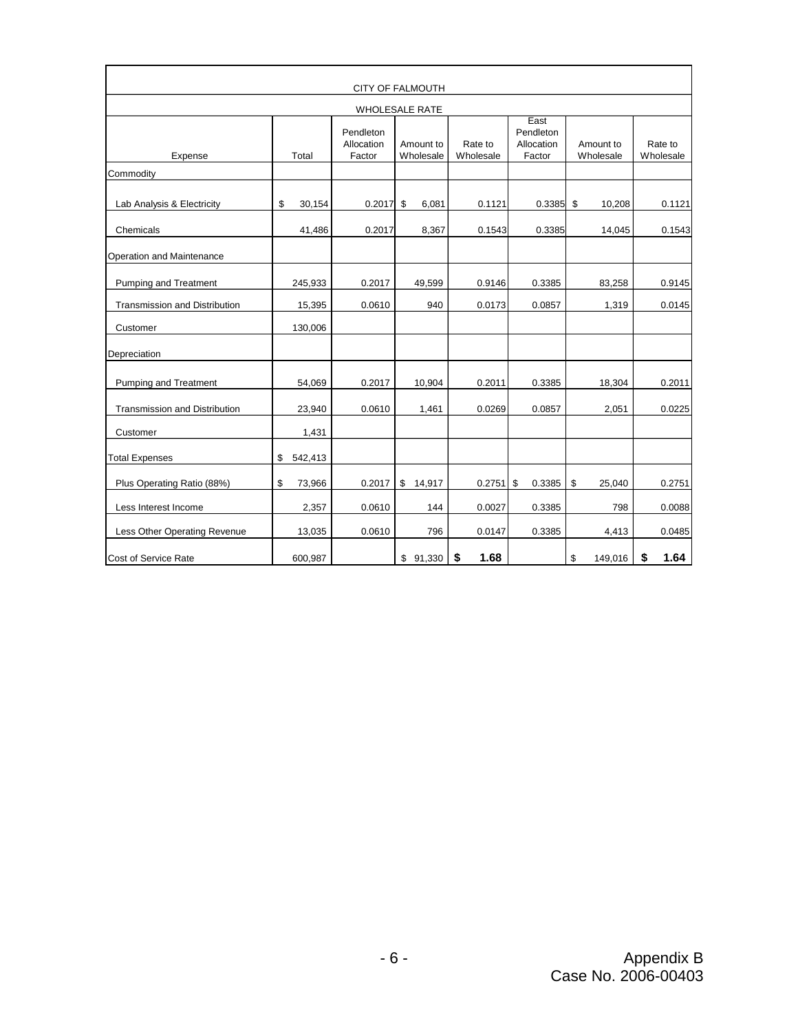| CITY OF FALMOUTH | | | | | | | |
|---|---|---|---|---|---|---|---|
| WHOLESALE RATE | | | | | | | |
| Expense | Total | Pendleton Allocation Factor | Amount to Wholesale | Rate to Wholesale | East Pendleton Allocation Factor | Amount to Wholesale | Rate to Wholesale |
| Commodity | | | | | | | |
| Lab Analysis & Electricity | $ 30,154 | 0.2017 | $ 6,081 | 0.1121 | 0.3385 | $ 10,208 | 0.1121 |
| Chemicals | 41,486 | 0.2017 | 8,367 | 0.1543 | 0.3385 | 14,045 | 0.1543 |
| Operation and Maintenance | | | | | | | |
| Pumping and Treatment | 245,933 | 0.2017 | 49,599 | 0.9146 | 0.3385 | 83,258 | 0.9145 |
| Transmission and Distribution | 15,395 | 0.0610 | 940 | 0.0173 | 0.0857 | 1,319 | 0.0145 |
| Customer | 130,006 | | | | | | |
| Depreciation | | | | | | | |
| Pumping and Treatment | 54,069 | 0.2017 | 10,904 | 0.2011 | 0.3385 | 18,304 | 0.2011 |
| Transmission and Distribution | 23,940 | 0.0610 | 1,461 | 0.0269 | 0.0857 | 2,051 | 0.0225 |
| Customer | 1,431 | | | | | | |
| Total Expenses | $ 542,413 | | | | | | |
| Plus Operating Ratio (88%) | $ 73,966 | 0.2017 | $ 14,917 | 0.2751 | $ 0.3385 | $ 25,040 | 0.2751 |
| Less Interest Income | 2,357 | 0.0610 | 144 | 0.0027 | 0.3385 | 798 | 0.0088 |
| Less Other Operating Revenue | 13,035 | 0.0610 | 796 | 0.0147 | 0.3385 | 4,413 | 0.0485 |
| Cost of Service Rate | 600,987 | | $ 91,330 | **$ 1.68** | | $ 149,016 | **$ 1.64** |

Appendix B
Case No. 2006-00403